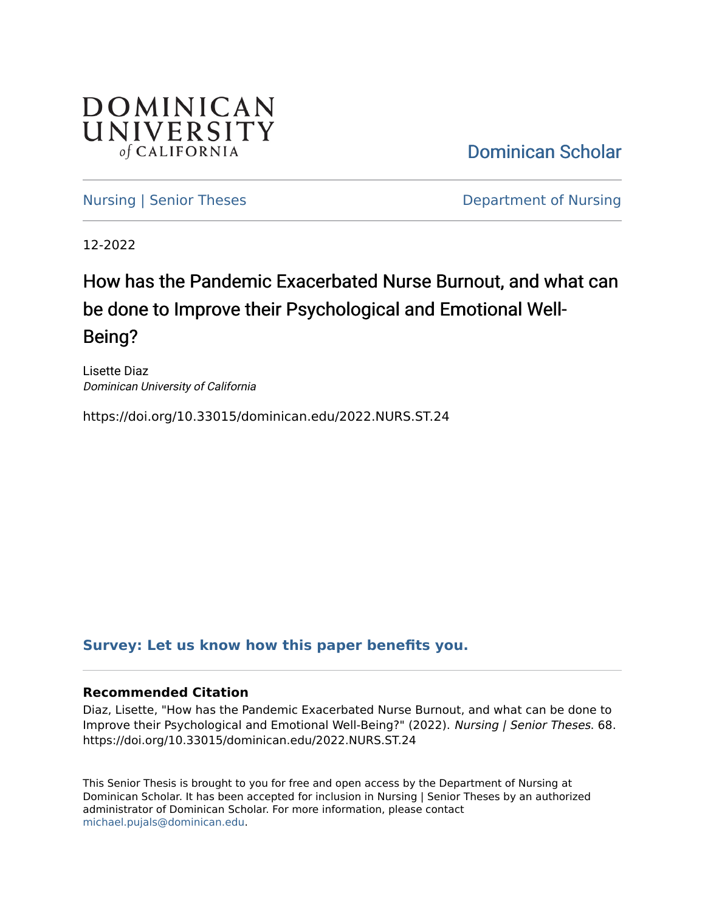DOMINICAN UNIVERSITY *of* CALIFORNIA

Dominican Scholar

Nursing | Senior Theses

Department of Nursing

12-2022

# How has the Pandemic Exacerbated Nurse Burnout, and what can be done to Improve their Psychological and Emotional Well-Being?

Lisette Diaz
*Dominican University of California*

https://doi.org/10.33015/dominican.edu/2022.NURS.ST.24

**Survey: Let us know how this paper benefits you.**

**Recommended Citation**

Diaz, Lisette, "How has the Pandemic Exacerbated Nurse Burnout, and what can be done to Improve their Psychological and Emotional Well-Being?" (2022). *Nursing | Senior Theses*. 68. https://doi.org/10.33015/dominican.edu/2022.NURS.ST.24

This Senior Thesis is brought to you for free and open access by the Department of Nursing at Dominican Scholar. It has been accepted for inclusion in Nursing | Senior Theses by an authorized administrator of Dominican Scholar. For more information, please contact michael.pujals@dominican.edu.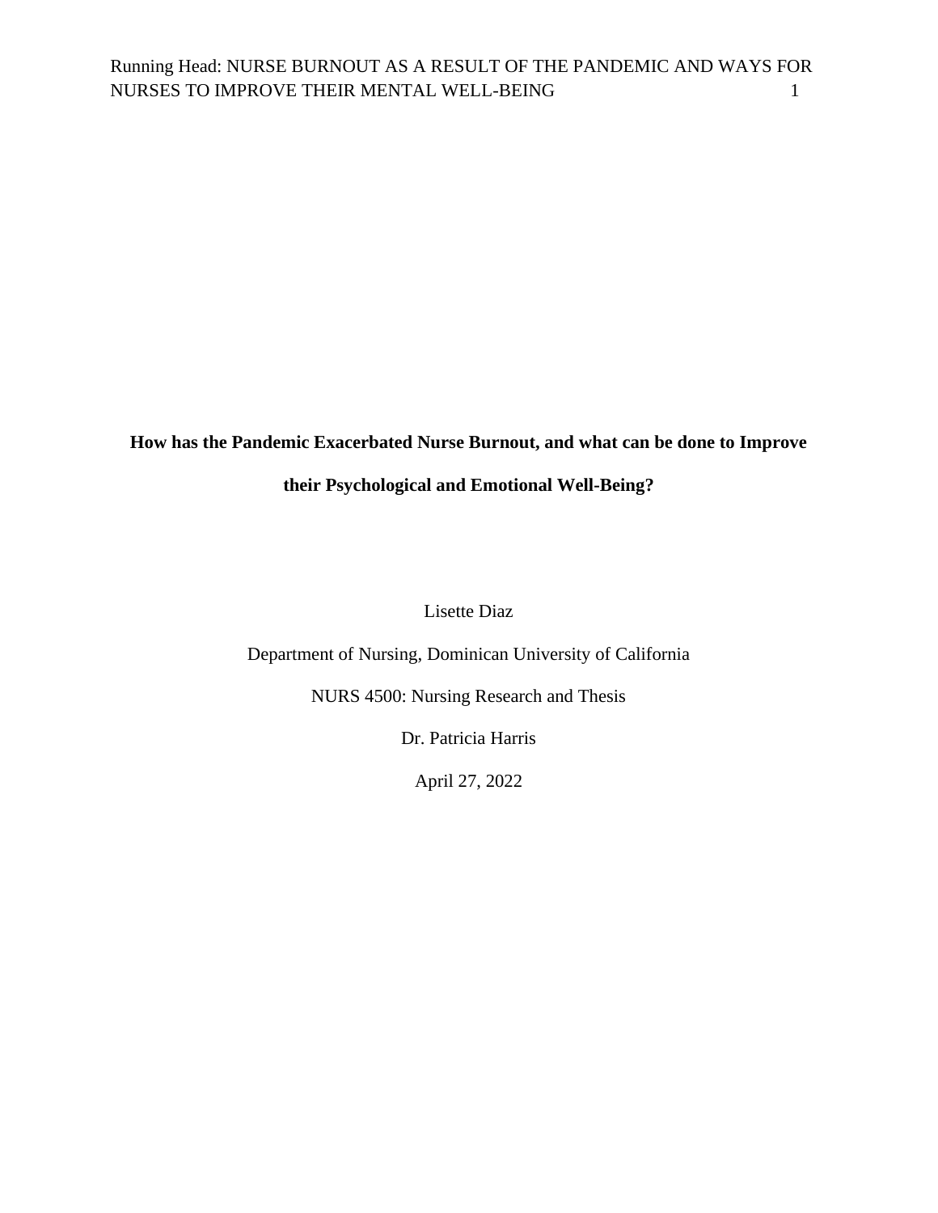**How has the Pandemic Exacerbated Nurse Burnout, and what can be done to Improve their Psychological and Emotional Well-Being?**

Lisette Diaz

Department of Nursing, Dominican University of California

NURS 4500: Nursing Research and Thesis

Dr. Patricia Harris

April 27, 2022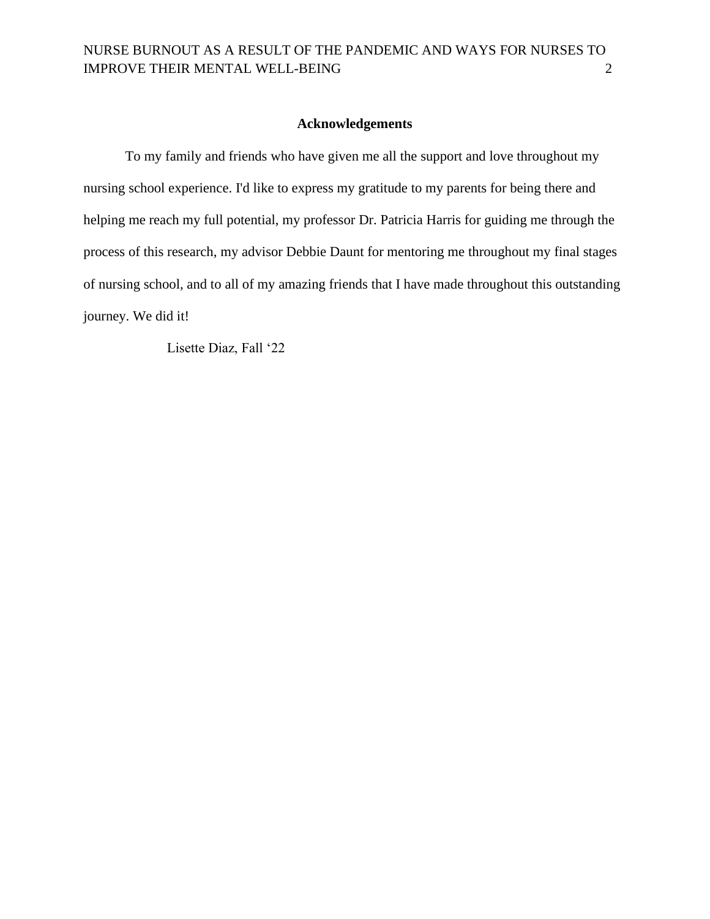## Acknowledgements

To my family and friends who have given me all the support and love throughout my nursing school experience. I'd like to express my gratitude to my parents for being there and helping me reach my full potential, my professor Dr. Patricia Harris for guiding me through the process of this research, my advisor Debbie Daunt for mentoring me throughout my final stages of nursing school, and to all of my amazing friends that I have made throughout this outstanding journey. We did it!

Lisette Diaz, Fall '22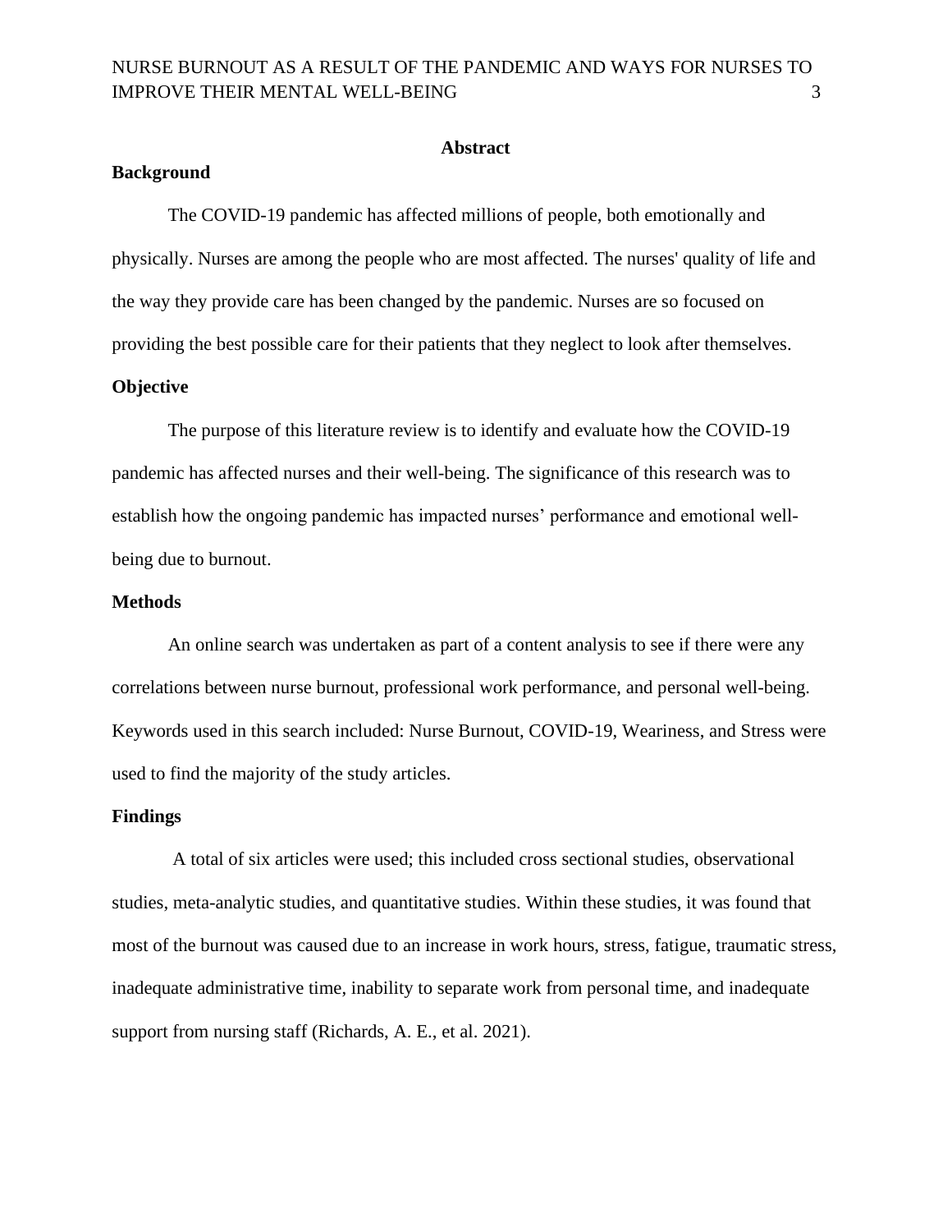## Abstract

### Background

The COVID-19 pandemic has affected millions of people, both emotionally and physically. Nurses are among the people who are most affected. The nurses' quality of life and the way they provide care has been changed by the pandemic. Nurses are so focused on providing the best possible care for their patients that they neglect to look after themselves.

### Objective

The purpose of this literature review is to identify and evaluate how the COVID-19 pandemic has affected nurses and their well-being. The significance of this research was to establish how the ongoing pandemic has impacted nurses' performance and emotional well-being due to burnout.

### Methods

An online search was undertaken as part of a content analysis to see if there were any correlations between nurse burnout, professional work performance, and personal well-being. Keywords used in this search included: Nurse Burnout, COVID-19, Weariness, and Stress were used to find the majority of the study articles.

### Findings

A total of six articles were used; this included cross sectional studies, observational studies, meta-analytic studies, and quantitative studies. Within these studies, it was found that most of the burnout was caused due to an increase in work hours, stress, fatigue, traumatic stress, inadequate administrative time, inability to separate work from personal time, and inadequate support from nursing staff (Richards, A. E., et al. 2021).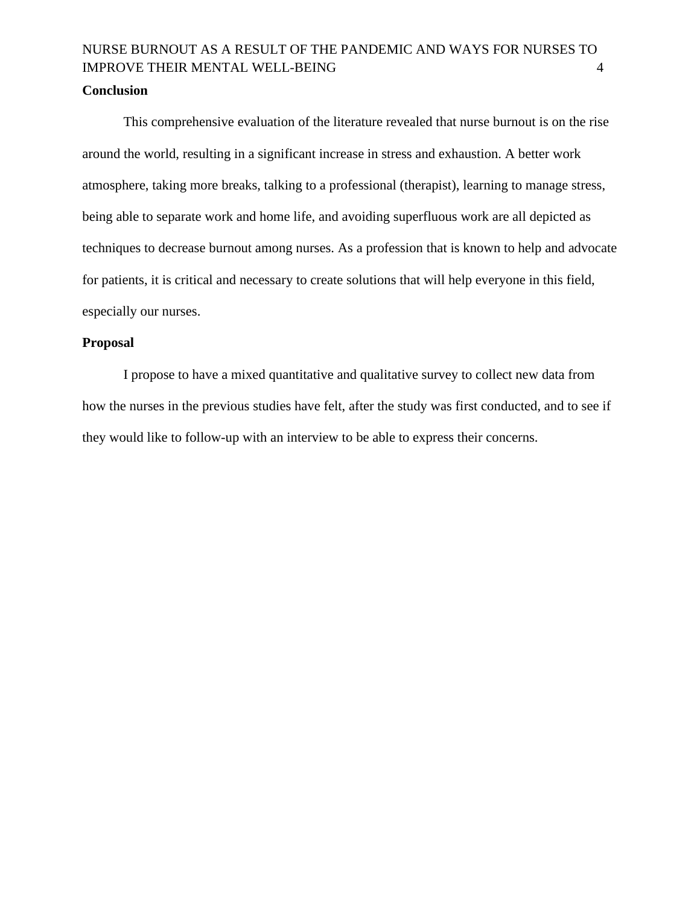## Conclusion

This comprehensive evaluation of the literature revealed that nurse burnout is on the rise around the world, resulting in a significant increase in stress and exhaustion. A better work atmosphere, taking more breaks, talking to a professional (therapist), learning to manage stress, being able to separate work and home life, and avoiding superfluous work are all depicted as techniques to decrease burnout among nurses. As a profession that is known to help and advocate for patients, it is critical and necessary to create solutions that will help everyone in this field, especially our nurses.

## Proposal

I propose to have a mixed quantitative and qualitative survey to collect new data from how the nurses in the previous studies have felt, after the study was first conducted, and to see if they would like to follow-up with an interview to be able to express their concerns.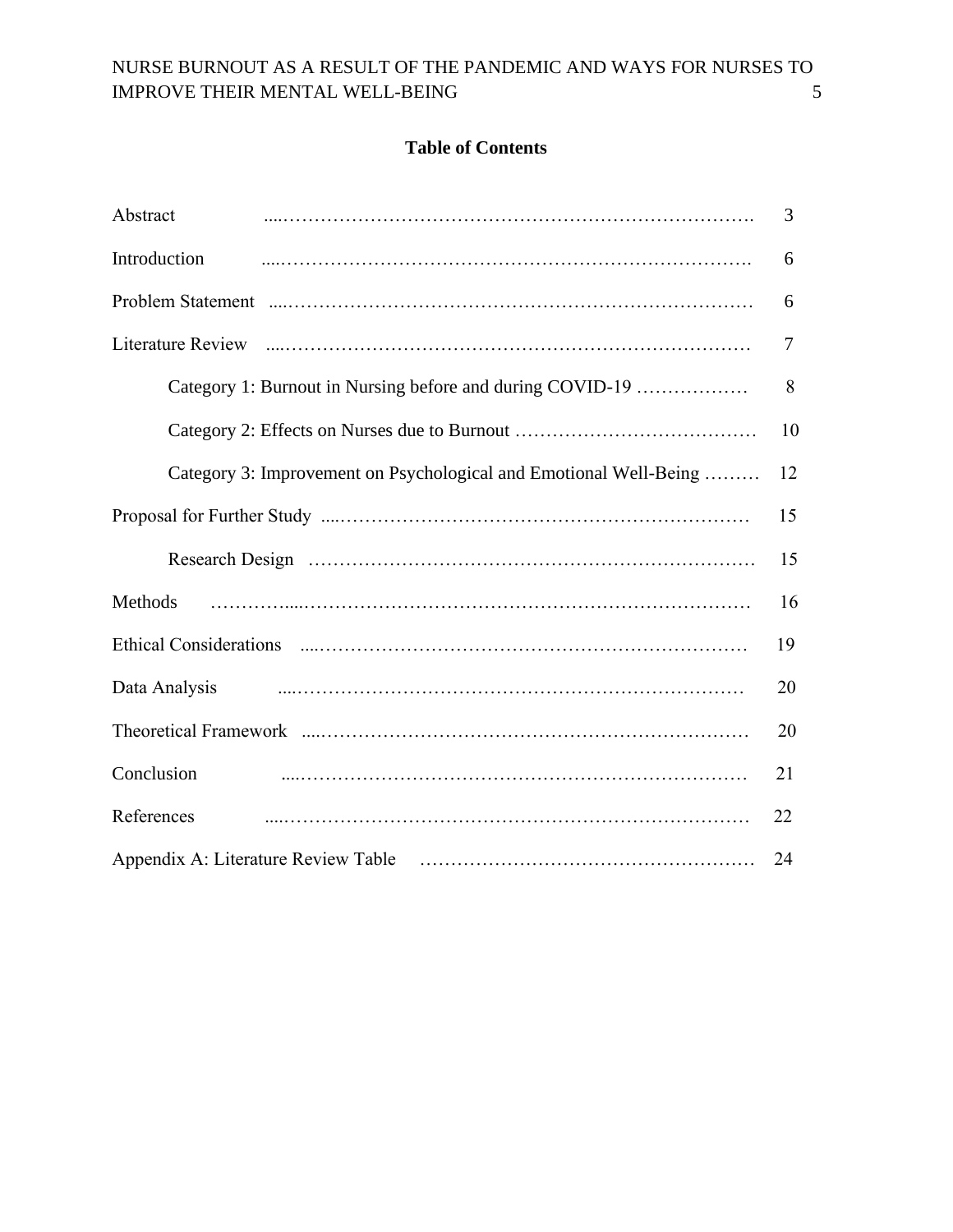**Table of Contents**

| | |
|---|---|
| Abstract | 3 |
| Introduction | 6 |
| Problem Statement | 6 |
| Literature Review | 7 |
| Category 1: Burnout in Nursing before and during COVID-19 | 8 |
| Category 2: Effects on Nurses due to Burnout | 10 |
| Category 3: Improvement on Psychological and Emotional Well-Being | 12 |
| Proposal for Further Study | 15 |
| Research Design | 15 |
| Methods | 16 |
| Ethical Considerations | 19 |
| Data Analysis | 20 |
| Theoretical Framework | 20 |
| Conclusion | 21 |
| References | 22 |
| Appendix A: Literature Review Table | 24 |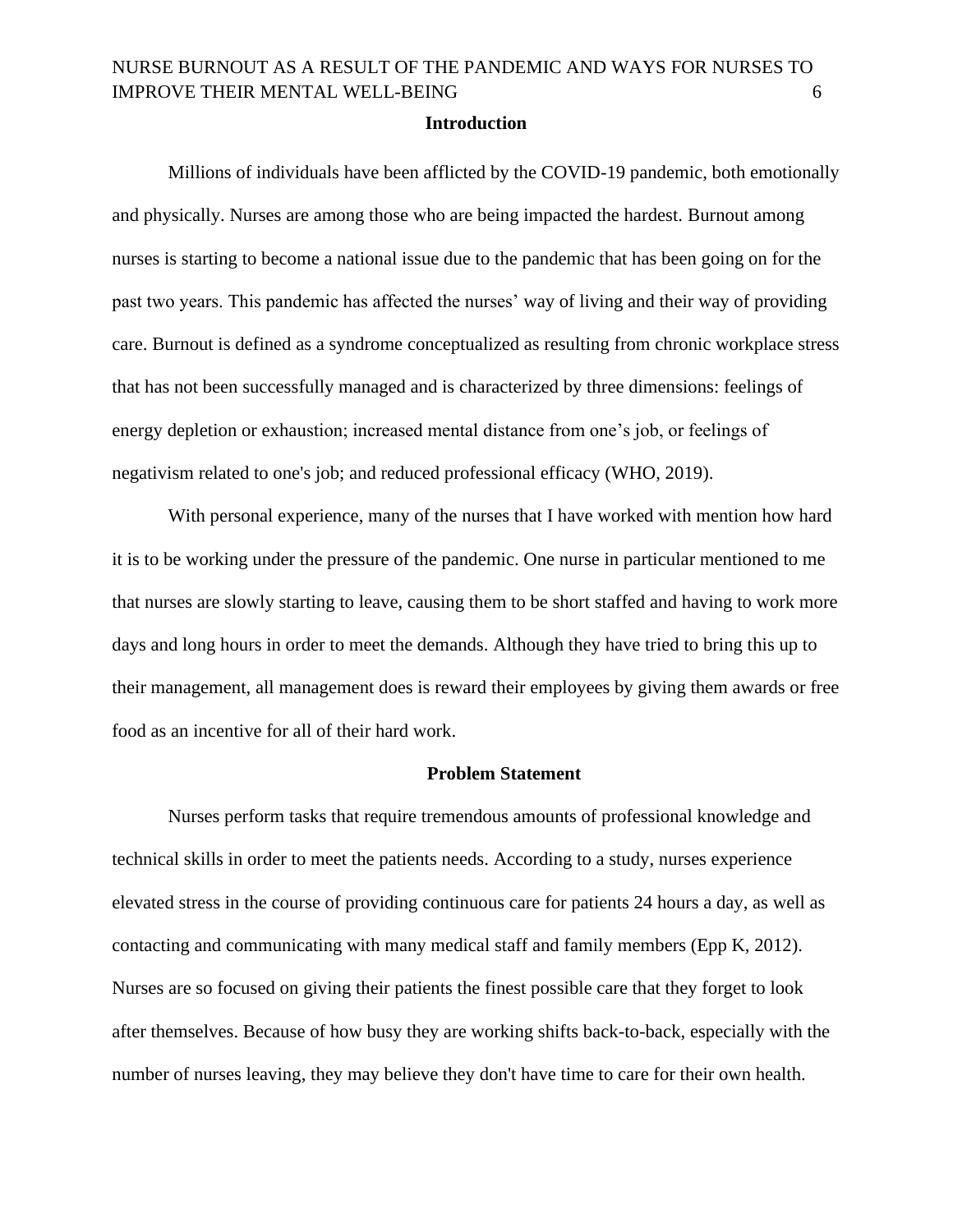## Introduction

Millions of individuals have been afflicted by the COVID-19 pandemic, both emotionally and physically. Nurses are among those who are being impacted the hardest. Burnout among nurses is starting to become a national issue due to the pandemic that has been going on for the past two years. This pandemic has affected the nurses' way of living and their way of providing care. Burnout is defined as a syndrome conceptualized as resulting from chronic workplace stress that has not been successfully managed and is characterized by three dimensions: feelings of energy depletion or exhaustion; increased mental distance from one's job, or feelings of negativism related to one's job; and reduced professional efficacy (WHO, 2019).

With personal experience, many of the nurses that I have worked with mention how hard it is to be working under the pressure of the pandemic. One nurse in particular mentioned to me that nurses are slowly starting to leave, causing them to be short staffed and having to work more days and long hours in order to meet the demands. Although they have tried to bring this up to their management, all management does is reward their employees by giving them awards or free food as an incentive for all of their hard work.

## Problem Statement

Nurses perform tasks that require tremendous amounts of professional knowledge and technical skills in order to meet the patients needs. According to a study, nurses experience elevated stress in the course of providing continuous care for patients 24 hours a day, as well as contacting and communicating with many medical staff and family members (Epp K, 2012). Nurses are so focused on giving their patients the finest possible care that they forget to look after themselves. Because of how busy they are working shifts back-to-back, especially with the number of nurses leaving, they may believe they don't have time to care for their own health.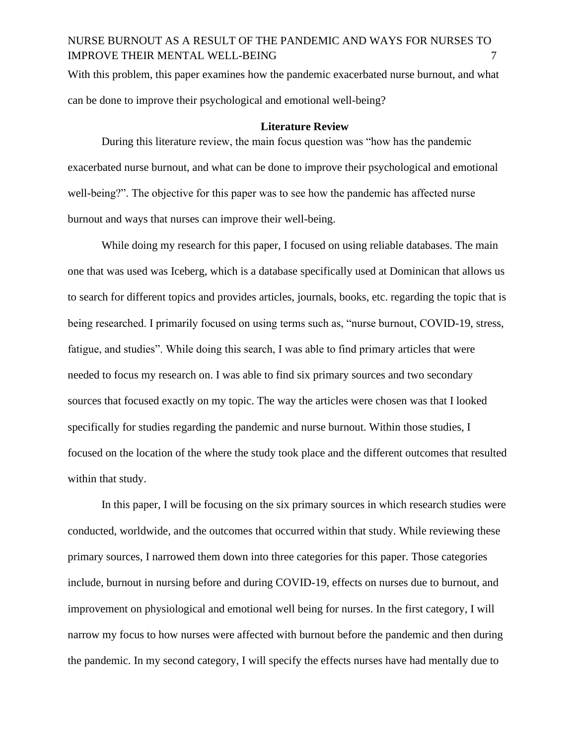With this problem, this paper examines how the pandemic exacerbated nurse burnout, and what can be done to improve their psychological and emotional well-being?

## Literature Review

During this literature review, the main focus question was "how has the pandemic exacerbated nurse burnout, and what can be done to improve their psychological and emotional well-being?". The objective for this paper was to see how the pandemic has affected nurse burnout and ways that nurses can improve their well-being.

While doing my research for this paper, I focused on using reliable databases. The main one that was used was Iceberg, which is a database specifically used at Dominican that allows us to search for different topics and provides articles, journals, books, etc. regarding the topic that is being researched. I primarily focused on using terms such as, "nurse burnout, COVID-19, stress, fatigue, and studies". While doing this search, I was able to find primary articles that were needed to focus my research on. I was able to find six primary sources and two secondary sources that focused exactly on my topic. The way the articles were chosen was that I looked specifically for studies regarding the pandemic and nurse burnout. Within those studies, I focused on the location of the where the study took place and the different outcomes that resulted within that study.

In this paper, I will be focusing on the six primary sources in which research studies were conducted, worldwide, and the outcomes that occurred within that study. While reviewing these primary sources, I narrowed them down into three categories for this paper. Those categories include, burnout in nursing before and during COVID-19, effects on nurses due to burnout, and improvement on physiological and emotional well being for nurses. In the first category, I will narrow my focus to how nurses were affected with burnout before the pandemic and then during the pandemic. In my second category, I will specify the effects nurses have had mentally due to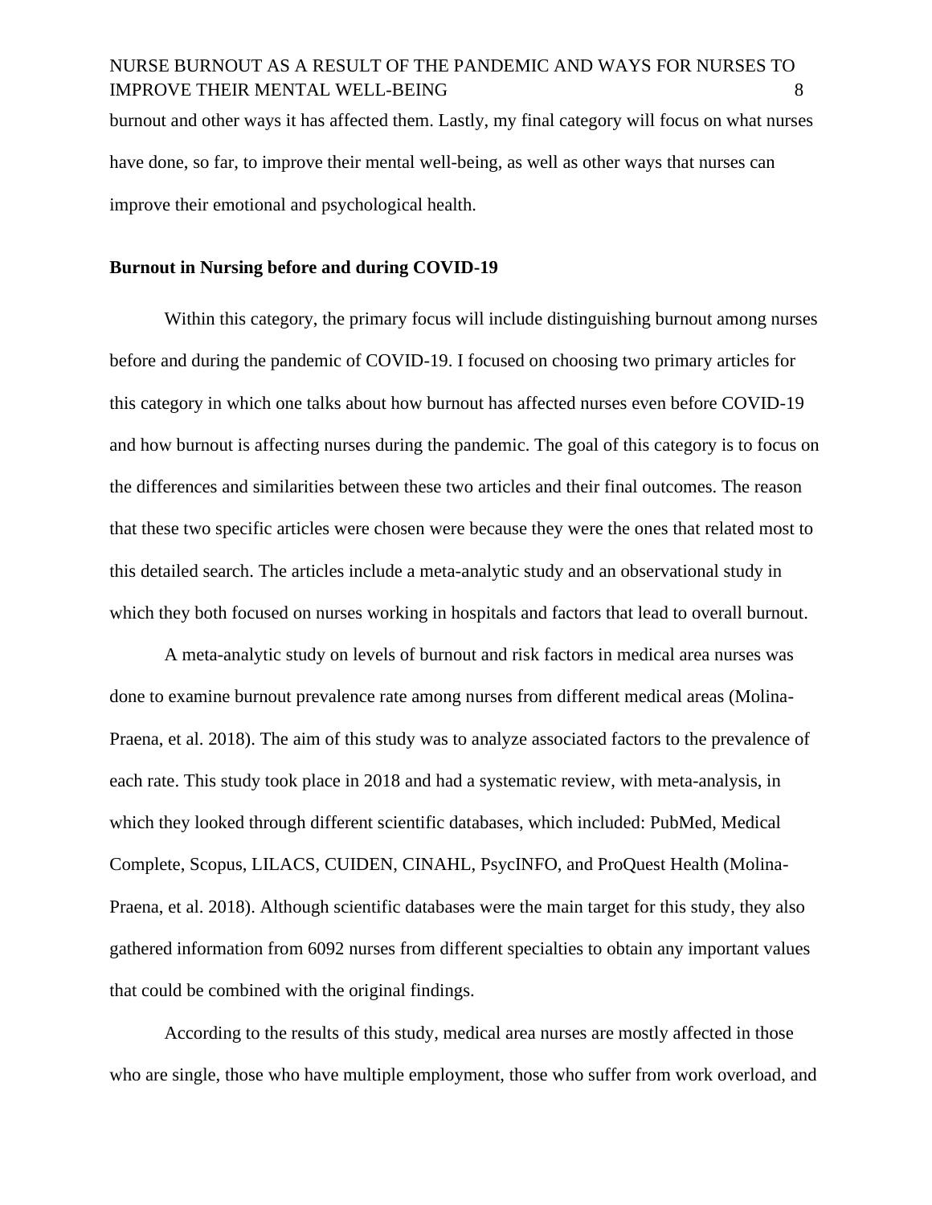burnout and other ways it has affected them. Lastly, my final category will focus on what nurses have done, so far, to improve their mental well-being, as well as other ways that nurses can improve their emotional and psychological health.

**Burnout in Nursing before and during COVID-19**

Within this category, the primary focus will include distinguishing burnout among nurses before and during the pandemic of COVID-19. I focused on choosing two primary articles for this category in which one talks about how burnout has affected nurses even before COVID-19 and how burnout is affecting nurses during the pandemic. The goal of this category is to focus on the differences and similarities between these two articles and their final outcomes. The reason that these two specific articles were chosen were because they were the ones that related most to this detailed search. The articles include a meta-analytic study and an observational study in which they both focused on nurses working in hospitals and factors that lead to overall burnout.

A meta-analytic study on levels of burnout and risk factors in medical area nurses was done to examine burnout prevalence rate among nurses from different medical areas (Molina-Praena, et al. 2018). The aim of this study was to analyze associated factors to the prevalence of each rate. This study took place in 2018 and had a systematic review, with meta-analysis, in which they looked through different scientific databases, which included: PubMed, Medical Complete, Scopus, LILACS, CUIDEN, CINAHL, PsycINFO, and ProQuest Health (Molina-Praena, et al. 2018). Although scientific databases were the main target for this study, they also gathered information from 6092 nurses from different specialties to obtain any important values that could be combined with the original findings.

According to the results of this study, medical area nurses are mostly affected in those who are single, those who have multiple employment, those who suffer from work overload, and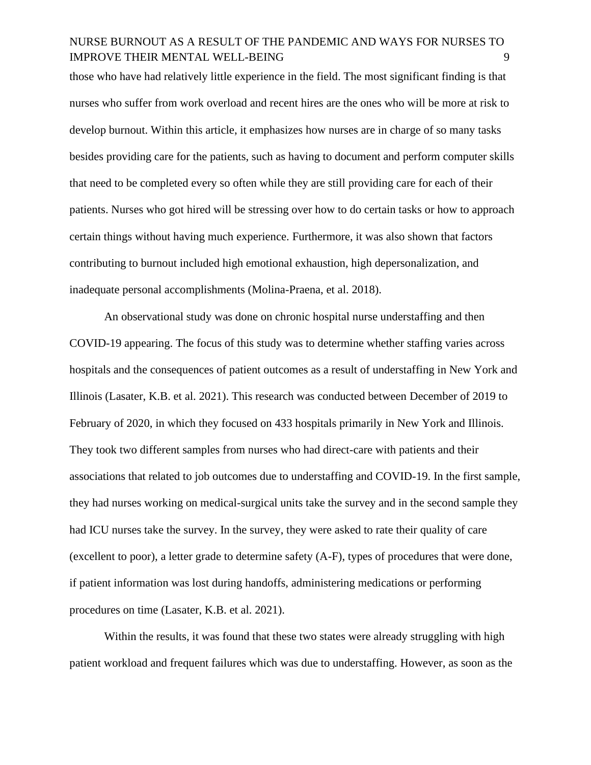those who have had relatively little experience in the field. The most significant finding is that nurses who suffer from work overload and recent hires are the ones who will be more at risk to develop burnout. Within this article, it emphasizes how nurses are in charge of so many tasks besides providing care for the patients, such as having to document and perform computer skills that need to be completed every so often while they are still providing care for each of their patients. Nurses who got hired will be stressing over how to do certain tasks or how to approach certain things without having much experience. Furthermore, it was also shown that factors contributing to burnout included high emotional exhaustion, high depersonalization, and inadequate personal accomplishments (Molina-Praena, et al. 2018).

An observational study was done on chronic hospital nurse understaffing and then COVID-19 appearing. The focus of this study was to determine whether staffing varies across hospitals and the consequences of patient outcomes as a result of understaffing in New York and Illinois (Lasater, K.B. et al. 2021). This research was conducted between December of 2019 to February of 2020, in which they focused on 433 hospitals primarily in New York and Illinois. They took two different samples from nurses who had direct-care with patients and their associations that related to job outcomes due to understaffing and COVID-19. In the first sample, they had nurses working on medical-surgical units take the survey and in the second sample they had ICU nurses take the survey. In the survey, they were asked to rate their quality of care (excellent to poor), a letter grade to determine safety (A-F), types of procedures that were done, if patient information was lost during handoffs, administering medications or performing procedures on time (Lasater, K.B. et al. 2021).

Within the results, it was found that these two states were already struggling with high patient workload and frequent failures which was due to understaffing. However, as soon as the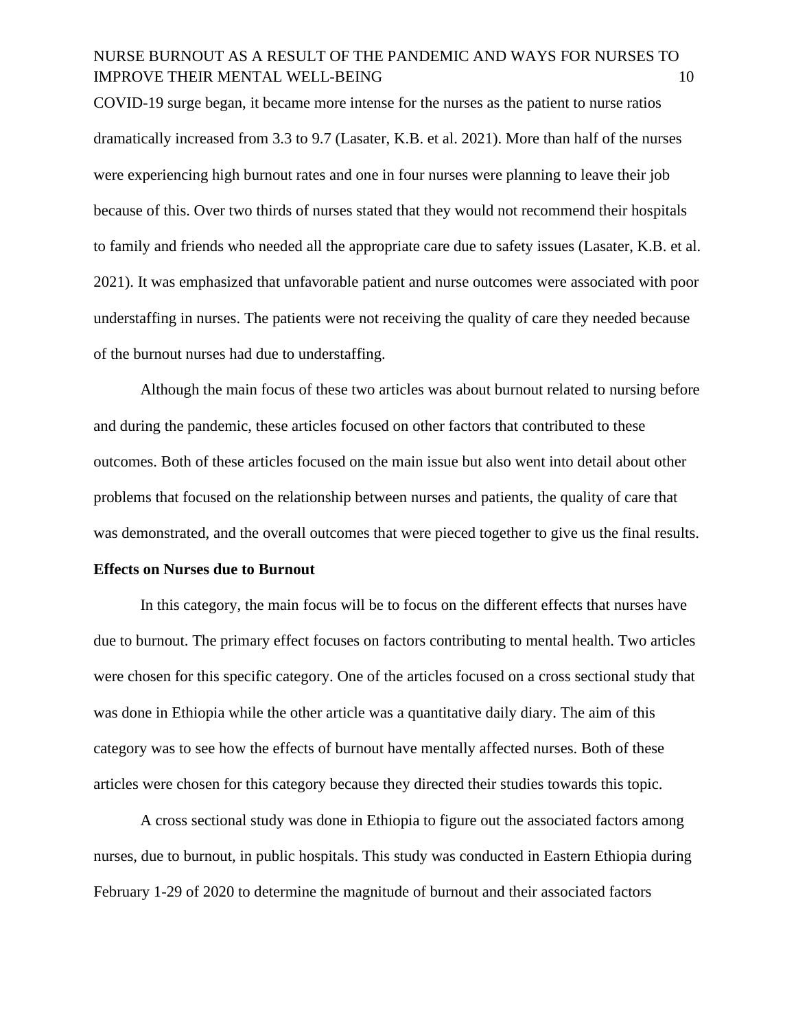COVID-19 surge began, it became more intense for the nurses as the patient to nurse ratios dramatically increased from 3.3 to 9.7 (Lasater, K.B. et al. 2021). More than half of the nurses were experiencing high burnout rates and one in four nurses were planning to leave their job because of this. Over two thirds of nurses stated that they would not recommend their hospitals to family and friends who needed all the appropriate care due to safety issues (Lasater, K.B. et al. 2021). It was emphasized that unfavorable patient and nurse outcomes were associated with poor understaffing in nurses. The patients were not receiving the quality of care they needed because of the burnout nurses had due to understaffing.

Although the main focus of these two articles was about burnout related to nursing before and during the pandemic, these articles focused on other factors that contributed to these outcomes. Both of these articles focused on the main issue but also went into detail about other problems that focused on the relationship between nurses and patients, the quality of care that was demonstrated, and the overall outcomes that were pieced together to give us the final results.

**Effects on Nurses due to Burnout**

In this category, the main focus will be to focus on the different effects that nurses have due to burnout. The primary effect focuses on factors contributing to mental health. Two articles were chosen for this specific category. One of the articles focused on a cross sectional study that was done in Ethiopia while the other article was a quantitative daily diary. The aim of this category was to see how the effects of burnout have mentally affected nurses. Both of these articles were chosen for this category because they directed their studies towards this topic.

A cross sectional study was done in Ethiopia to figure out the associated factors among nurses, due to burnout, in public hospitals. This study was conducted in Eastern Ethiopia during February 1-29 of 2020 to determine the magnitude of burnout and their associated factors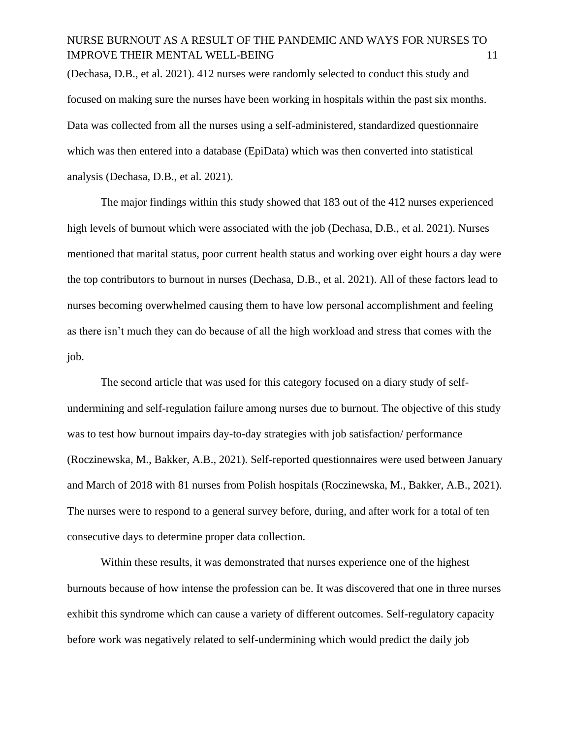(Dechasa, D.B., et al. 2021). 412 nurses were randomly selected to conduct this study and focused on making sure the nurses have been working in hospitals within the past six months. Data was collected from all the nurses using a self-administered, standardized questionnaire which was then entered into a database (EpiData) which was then converted into statistical analysis (Dechasa, D.B., et al. 2021).

The major findings within this study showed that 183 out of the 412 nurses experienced high levels of burnout which were associated with the job (Dechasa, D.B., et al. 2021). Nurses mentioned that marital status, poor current health status and working over eight hours a day were the top contributors to burnout in nurses (Dechasa, D.B., et al. 2021). All of these factors lead to nurses becoming overwhelmed causing them to have low personal accomplishment and feeling as there isn't much they can do because of all the high workload and stress that comes with the job.

The second article that was used for this category focused on a diary study of self-undermining and self-regulation failure among nurses due to burnout. The objective of this study was to test how burnout impairs day-to-day strategies with job satisfaction/ performance (Roczinewska, M., Bakker, A.B., 2021). Self-reported questionnaires were used between January and March of 2018 with 81 nurses from Polish hospitals (Roczinewska, M., Bakker, A.B., 2021). The nurses were to respond to a general survey before, during, and after work for a total of ten consecutive days to determine proper data collection.

Within these results, it was demonstrated that nurses experience one of the highest burnouts because of how intense the profession can be. It was discovered that one in three nurses exhibit this syndrome which can cause a variety of different outcomes. Self-regulatory capacity before work was negatively related to self-undermining which would predict the daily job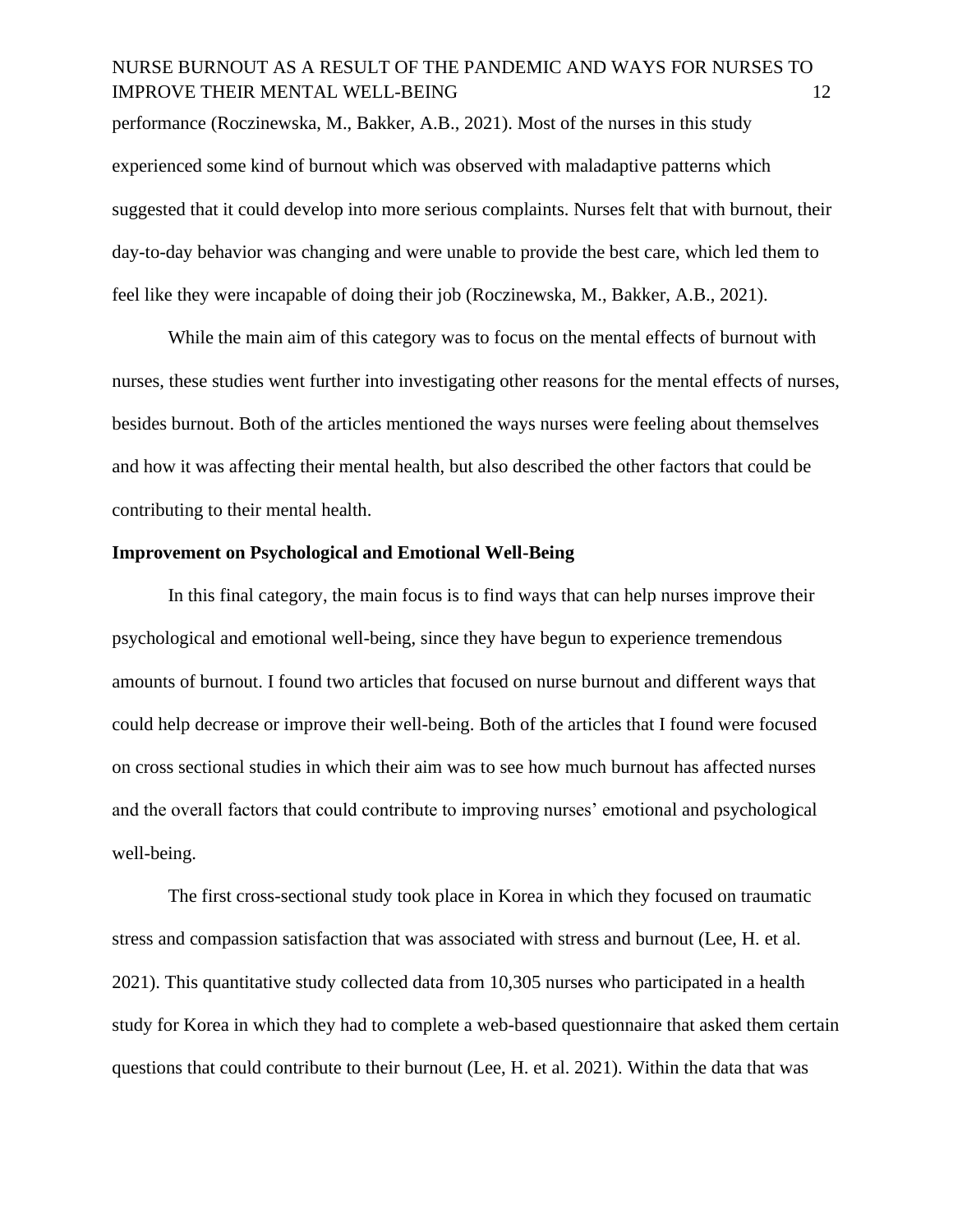performance (Roczinewska, M., Bakker, A.B., 2021). Most of the nurses in this study experienced some kind of burnout which was observed with maladaptive patterns which suggested that it could develop into more serious complaints. Nurses felt that with burnout, their day-to-day behavior was changing and were unable to provide the best care, which led them to feel like they were incapable of doing their job (Roczinewska, M., Bakker, A.B., 2021).

While the main aim of this category was to focus on the mental effects of burnout with nurses, these studies went further into investigating other reasons for the mental effects of nurses, besides burnout. Both of the articles mentioned the ways nurses were feeling about themselves and how it was affecting their mental health, but also described the other factors that could be contributing to their mental health.

**Improvement on Psychological and Emotional Well-Being**

In this final category, the main focus is to find ways that can help nurses improve their psychological and emotional well-being, since they have begun to experience tremendous amounts of burnout. I found two articles that focused on nurse burnout and different ways that could help decrease or improve their well-being. Both of the articles that I found were focused on cross sectional studies in which their aim was to see how much burnout has affected nurses and the overall factors that could contribute to improving nurses' emotional and psychological well-being.

The first cross-sectional study took place in Korea in which they focused on traumatic stress and compassion satisfaction that was associated with stress and burnout (Lee, H. et al. 2021). This quantitative study collected data from 10,305 nurses who participated in a health study for Korea in which they had to complete a web-based questionnaire that asked them certain questions that could contribute to their burnout (Lee, H. et al. 2021). Within the data that was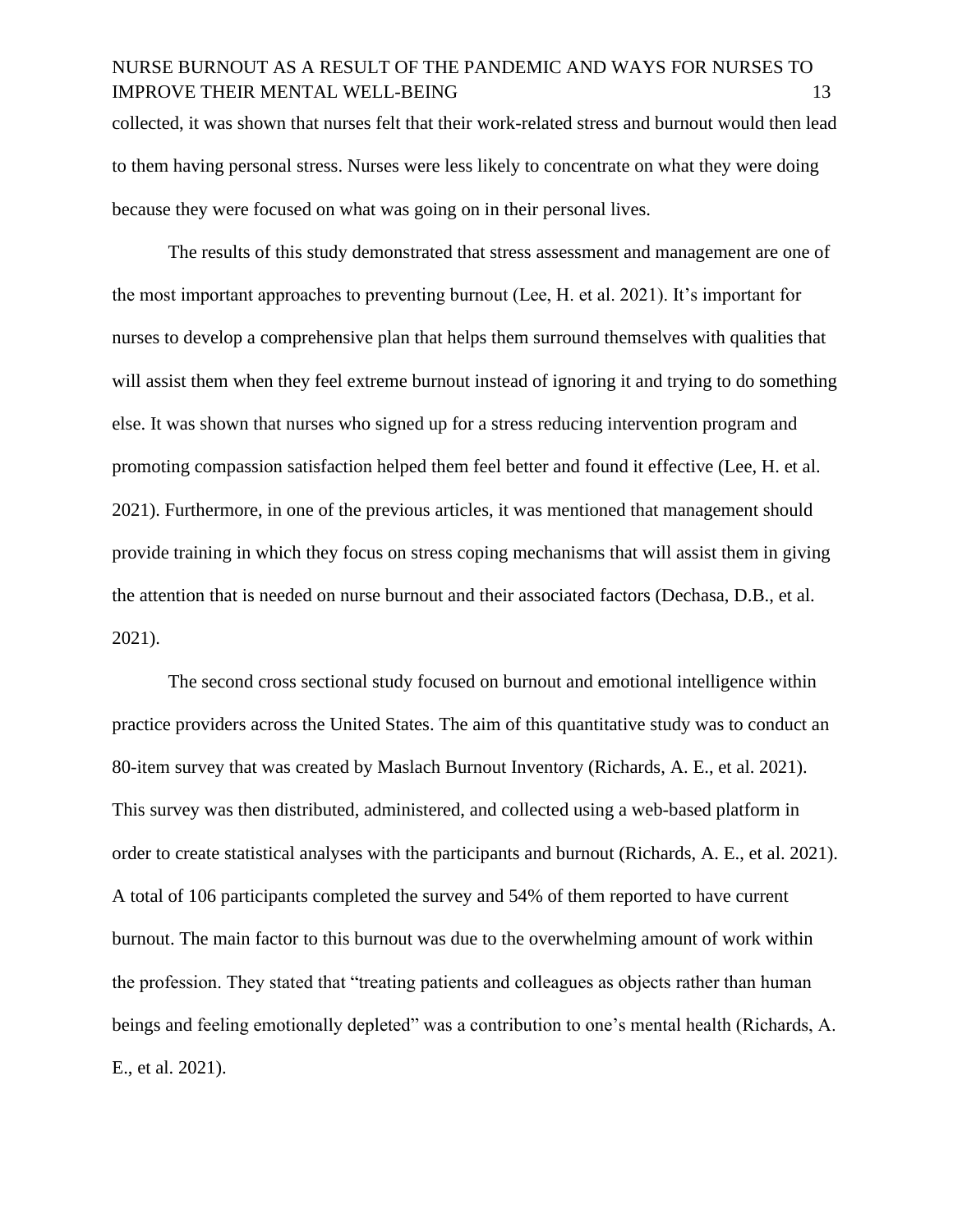collected, it was shown that nurses felt that their work-related stress and burnout would then lead to them having personal stress. Nurses were less likely to concentrate on what they were doing because they were focused on what was going on in their personal lives.

The results of this study demonstrated that stress assessment and management are one of the most important approaches to preventing burnout (Lee, H. et al. 2021). It's important for nurses to develop a comprehensive plan that helps them surround themselves with qualities that will assist them when they feel extreme burnout instead of ignoring it and trying to do something else. It was shown that nurses who signed up for a stress reducing intervention program and promoting compassion satisfaction helped them feel better and found it effective (Lee, H. et al. 2021). Furthermore, in one of the previous articles, it was mentioned that management should provide training in which they focus on stress coping mechanisms that will assist them in giving the attention that is needed on nurse burnout and their associated factors (Dechasa, D.B., et al. 2021).

The second cross sectional study focused on burnout and emotional intelligence within practice providers across the United States. The aim of this quantitative study was to conduct an 80-item survey that was created by Maslach Burnout Inventory (Richards, A. E., et al. 2021). This survey was then distributed, administered, and collected using a web-based platform in order to create statistical analyses with the participants and burnout (Richards, A. E., et al. 2021). A total of 106 participants completed the survey and 54% of them reported to have current burnout. The main factor to this burnout was due to the overwhelming amount of work within the profession. They stated that "treating patients and colleagues as objects rather than human beings and feeling emotionally depleted" was a contribution to one's mental health (Richards, A. E., et al. 2021).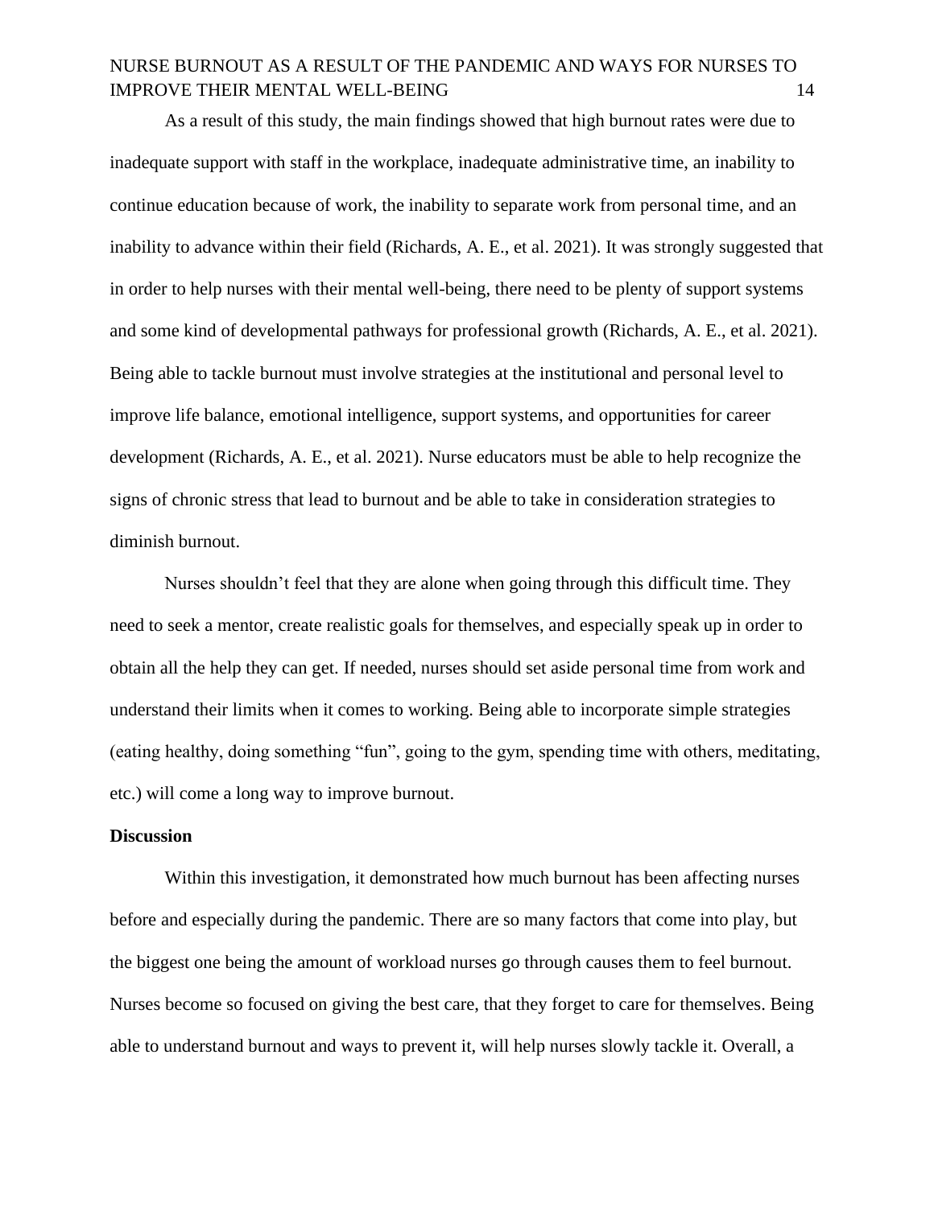As a result of this study, the main findings showed that high burnout rates were due to inadequate support with staff in the workplace, inadequate administrative time, an inability to continue education because of work, the inability to separate work from personal time, and an inability to advance within their field (Richards, A. E., et al. 2021). It was strongly suggested that in order to help nurses with their mental well-being, there need to be plenty of support systems and some kind of developmental pathways for professional growth (Richards, A. E., et al. 2021). Being able to tackle burnout must involve strategies at the institutional and personal level to improve life balance, emotional intelligence, support systems, and opportunities for career development (Richards, A. E., et al. 2021). Nurse educators must be able to help recognize the signs of chronic stress that lead to burnout and be able to take in consideration strategies to diminish burnout.

Nurses shouldn't feel that they are alone when going through this difficult time. They need to seek a mentor, create realistic goals for themselves, and especially speak up in order to obtain all the help they can get. If needed, nurses should set aside personal time from work and understand their limits when it comes to working. Being able to incorporate simple strategies (eating healthy, doing something "fun", going to the gym, spending time with others, meditating, etc.) will come a long way to improve burnout.

**Discussion**

Within this investigation, it demonstrated how much burnout has been affecting nurses before and especially during the pandemic. There are so many factors that come into play, but the biggest one being the amount of workload nurses go through causes them to feel burnout. Nurses become so focused on giving the best care, that they forget to care for themselves. Being able to understand burnout and ways to prevent it, will help nurses slowly tackle it. Overall, a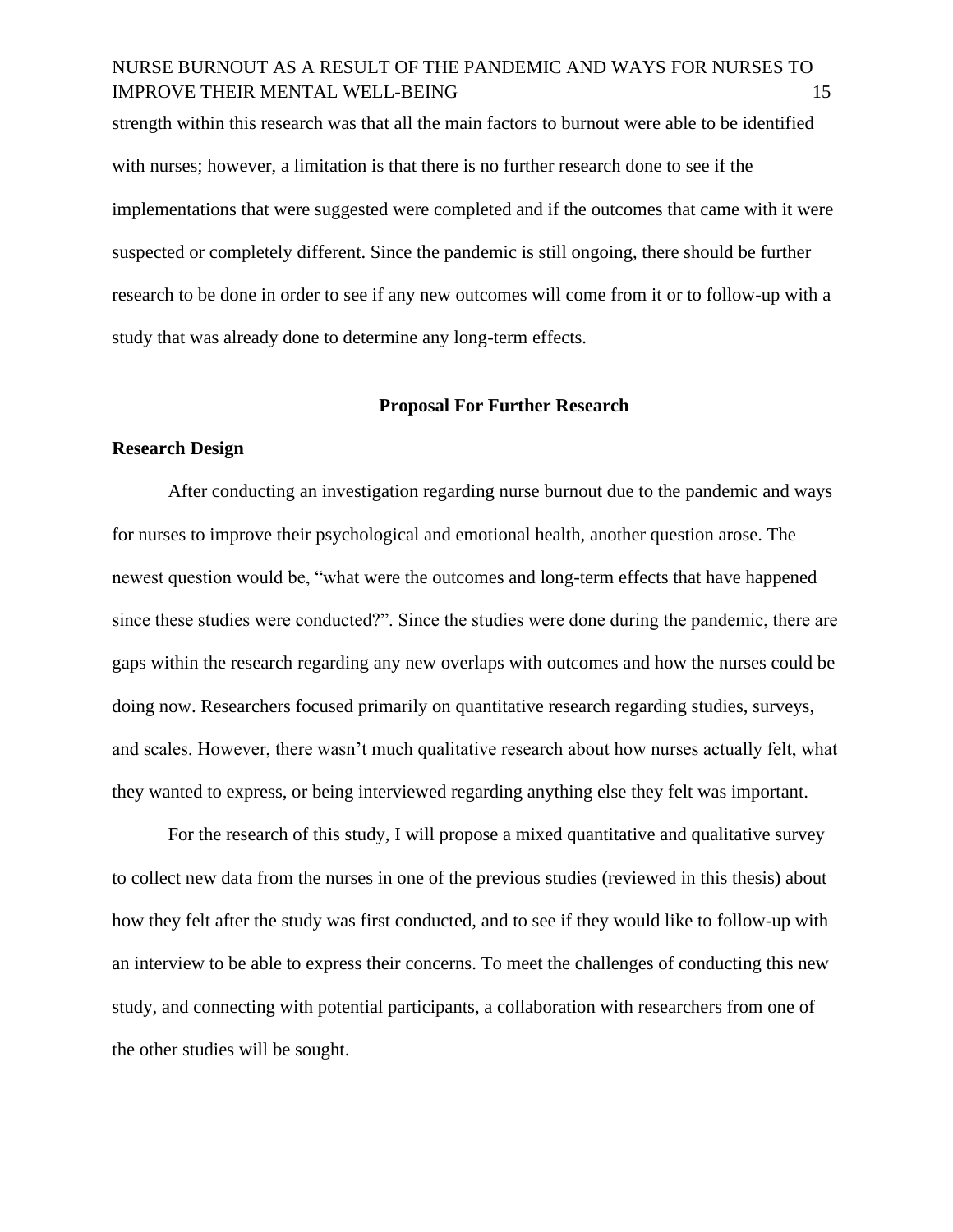strength within this research was that all the main factors to burnout were able to be identified with nurses; however, a limitation is that there is no further research done to see if the implementations that were suggested were completed and if the outcomes that came with it were suspected or completely different. Since the pandemic is still ongoing, there should be further research to be done in order to see if any new outcomes will come from it or to follow-up with a study that was already done to determine any long-term effects.

## Proposal For Further Research

### Research Design

After conducting an investigation regarding nurse burnout due to the pandemic and ways for nurses to improve their psychological and emotional health, another question arose. The newest question would be, "what were the outcomes and long-term effects that have happened since these studies were conducted?". Since the studies were done during the pandemic, there are gaps within the research regarding any new overlaps with outcomes and how the nurses could be doing now. Researchers focused primarily on quantitative research regarding studies, surveys, and scales. However, there wasn't much qualitative research about how nurses actually felt, what they wanted to express, or being interviewed regarding anything else they felt was important.

For the research of this study, I will propose a mixed quantitative and qualitative survey to collect new data from the nurses in one of the previous studies (reviewed in this thesis) about how they felt after the study was first conducted, and to see if they would like to follow-up with an interview to be able to express their concerns. To meet the challenges of conducting this new study, and connecting with potential participants, a collaboration with researchers from one of the other studies will be sought.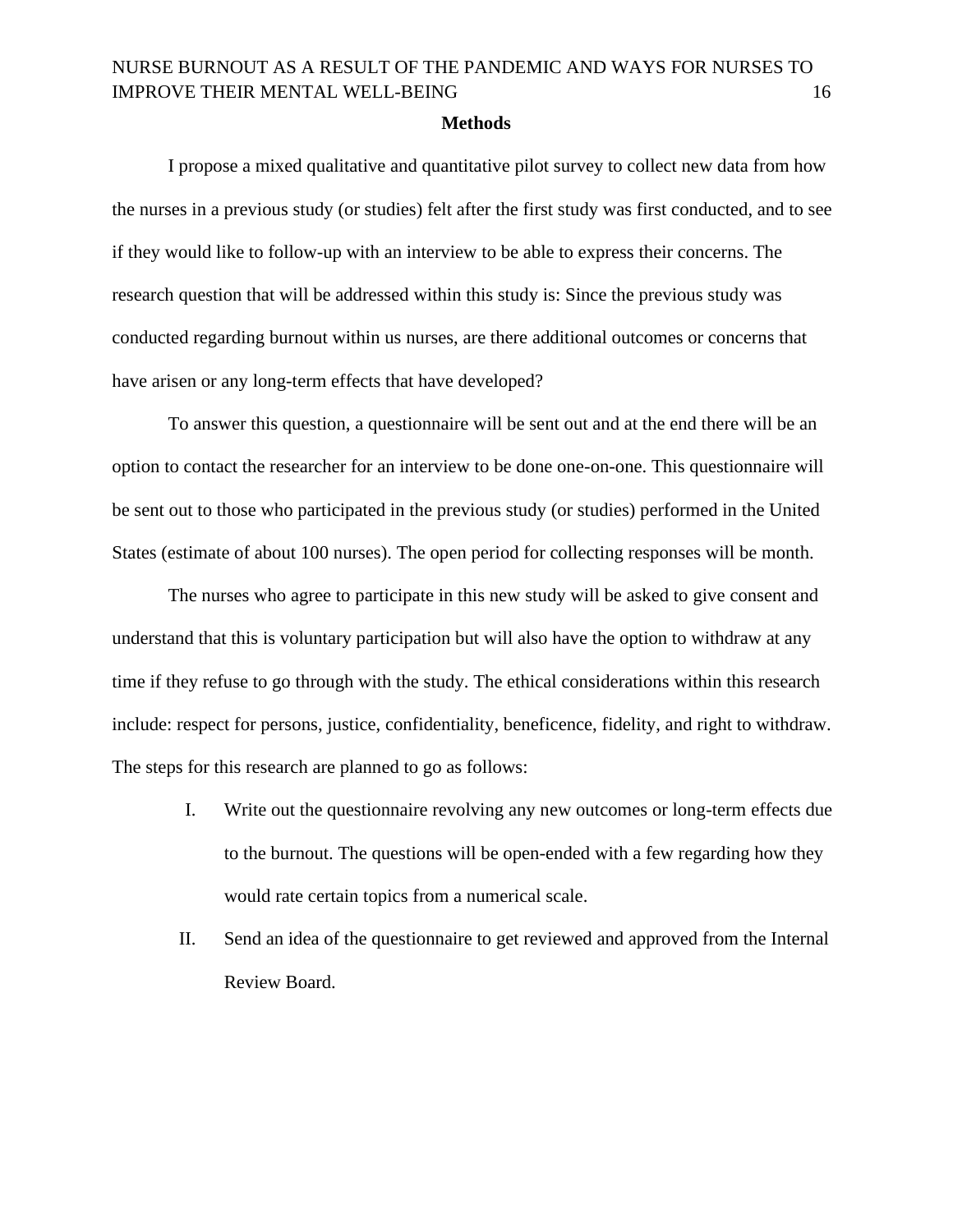## Methods

I propose a mixed qualitative and quantitative pilot survey to collect new data from how the nurses in a previous study (or studies) felt after the first study was first conducted, and to see if they would like to follow-up with an interview to be able to express their concerns. The research question that will be addressed within this study is: Since the previous study was conducted regarding burnout within us nurses, are there additional outcomes or concerns that have arisen or any long-term effects that have developed?

To answer this question, a questionnaire will be sent out and at the end there will be an option to contact the researcher for an interview to be done one-on-one. This questionnaire will be sent out to those who participated in the previous study (or studies) performed in the United States (estimate of about 100 nurses). The open period for collecting responses will be month.

The nurses who agree to participate in this new study will be asked to give consent and understand that this is voluntary participation but will also have the option to withdraw at any time if they refuse to go through with the study. The ethical considerations within this research include: respect for persons, justice, confidentiality, beneficence, fidelity, and right to withdraw. The steps for this research are planned to go as follows:

I. Write out the questionnaire revolving any new outcomes or long-term effects due to the burnout. The questions will be open-ended with a few regarding how they would rate certain topics from a numerical scale.

II. Send an idea of the questionnaire to get reviewed and approved from the Internal Review Board.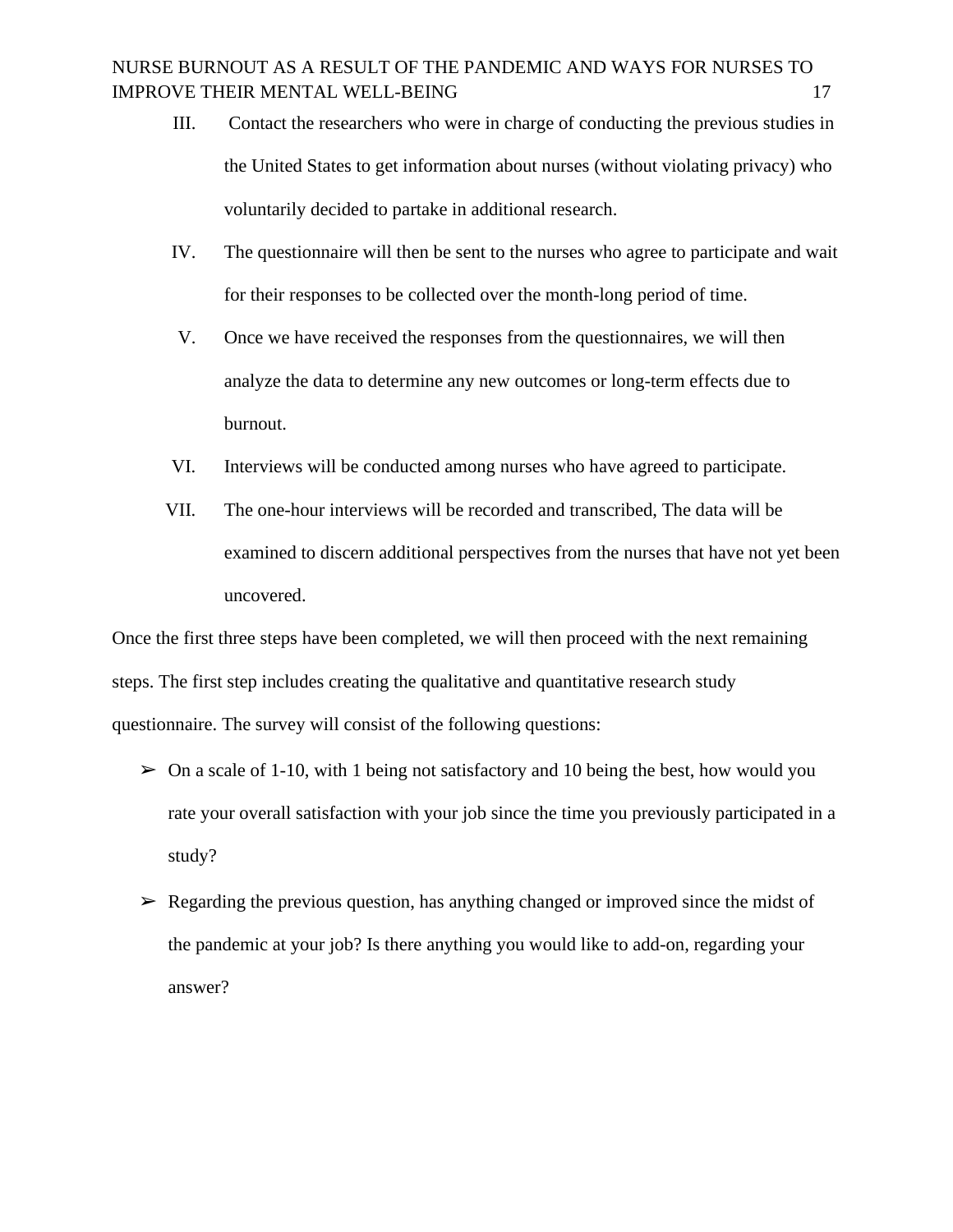III. Contact the researchers who were in charge of conducting the previous studies in the United States to get information about nurses (without violating privacy) who voluntarily decided to partake in additional research.

IV. The questionnaire will then be sent to the nurses who agree to participate and wait for their responses to be collected over the month-long period of time.

V. Once we have received the responses from the questionnaires, we will then analyze the data to determine any new outcomes or long-term effects due to burnout.

VI. Interviews will be conducted among nurses who have agreed to participate.

VII. The one-hour interviews will be recorded and transcribed, The data will be examined to discern additional perspectives from the nurses that have not yet been uncovered.

Once the first three steps have been completed, we will then proceed with the next remaining steps. The first step includes creating the qualitative and quantitative research study questionnaire. The survey will consist of the following questions:

- On a scale of 1-10, with 1 being not satisfactory and 10 being the best, how would you rate your overall satisfaction with your job since the time you previously participated in a study?
- Regarding the previous question, has anything changed or improved since the midst of the pandemic at your job? Is there anything you would like to add-on, regarding your answer?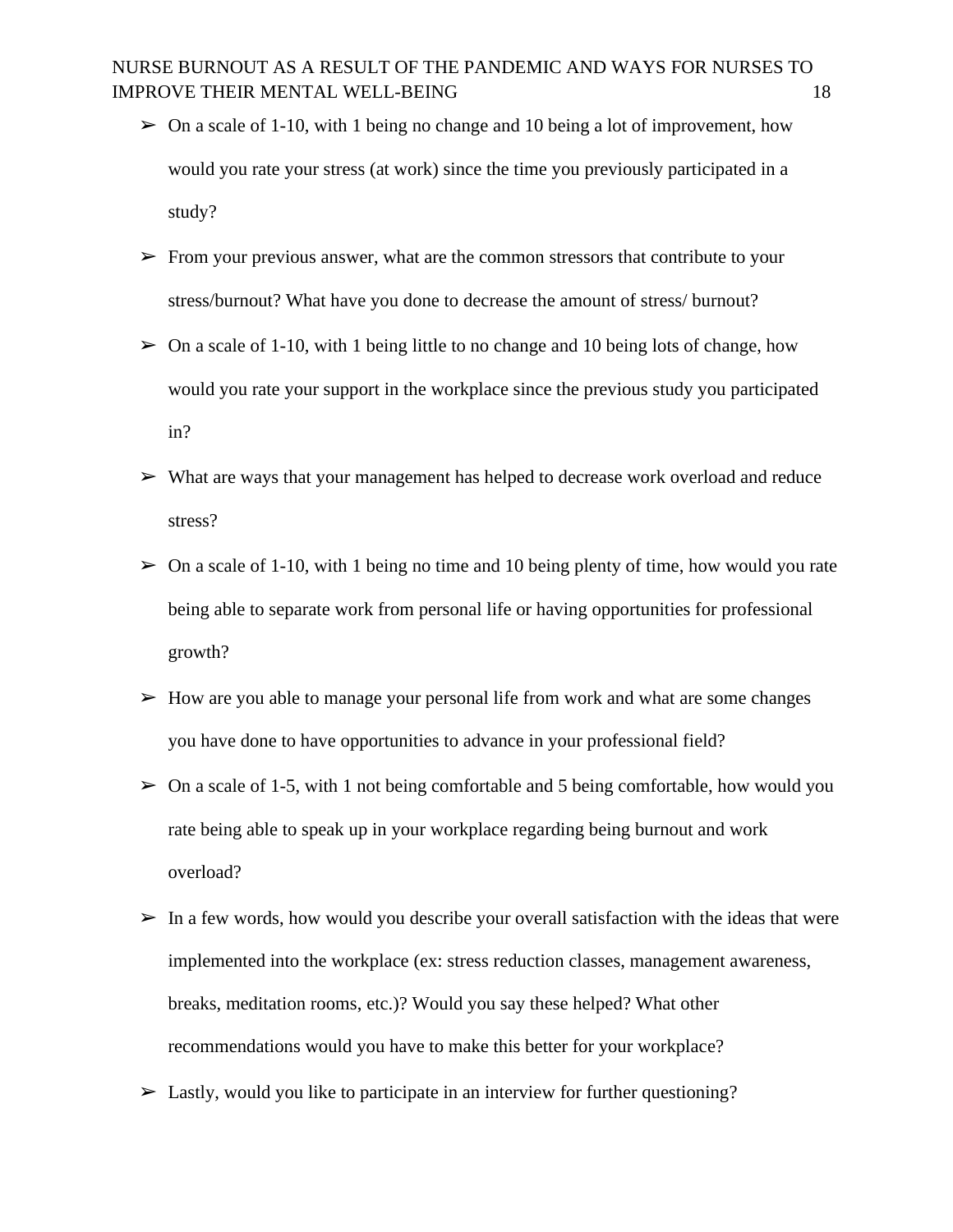- On a scale of 1-10, with 1 being no change and 10 being a lot of improvement, how would you rate your stress (at work) since the time you previously participated in a study?
- From your previous answer, what are the common stressors that contribute to your stress/burnout? What have you done to decrease the amount of stress/ burnout?
- On a scale of 1-10, with 1 being little to no change and 10 being lots of change, how would you rate your support in the workplace since the previous study you participated in?
- What are ways that your management has helped to decrease work overload and reduce stress?
- On a scale of 1-10, with 1 being no time and 10 being plenty of time, how would you rate being able to separate work from personal life or having opportunities for professional growth?
- How are you able to manage your personal life from work and what are some changes you have done to have opportunities to advance in your professional field?
- On a scale of 1-5, with 1 not being comfortable and 5 being comfortable, how would you rate being able to speak up in your workplace regarding being burnout and work overload?
- In a few words, how would you describe your overall satisfaction with the ideas that were implemented into the workplace (ex: stress reduction classes, management awareness, breaks, meditation rooms, etc.)? Would you say these helped? What other recommendations would you have to make this better for your workplace?
- Lastly, would you like to participate in an interview for further questioning?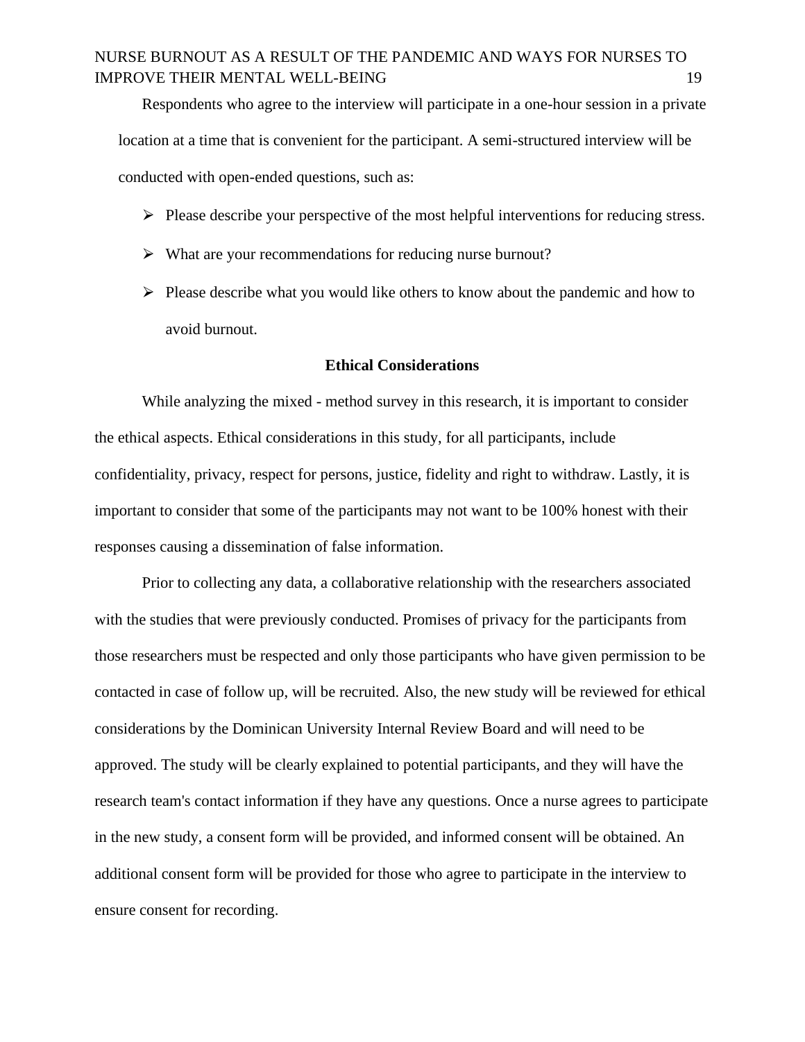Respondents who agree to the interview will participate in a one-hour session in a private location at a time that is convenient for the participant. A semi-structured interview will be conducted with open-ended questions, such as:

- Please describe your perspective of the most helpful interventions for reducing stress.
- What are your recommendations for reducing nurse burnout?
- Please describe what you would like others to know about the pandemic and how to avoid burnout.

## Ethical Considerations

While analyzing the mixed - method survey in this research, it is important to consider the ethical aspects. Ethical considerations in this study, for all participants, include confidentiality, privacy, respect for persons, justice, fidelity and right to withdraw. Lastly, it is important to consider that some of the participants may not want to be 100% honest with their responses causing a dissemination of false information.

Prior to collecting any data, a collaborative relationship with the researchers associated with the studies that were previously conducted. Promises of privacy for the participants from those researchers must be respected and only those participants who have given permission to be contacted in case of follow up, will be recruited. Also, the new study will be reviewed for ethical considerations by the Dominican University Internal Review Board and will need to be approved. The study will be clearly explained to potential participants, and they will have the research team's contact information if they have any questions. Once a nurse agrees to participate in the new study, a consent form will be provided, and informed consent will be obtained. An additional consent form will be provided for those who agree to participate in the interview to ensure consent for recording.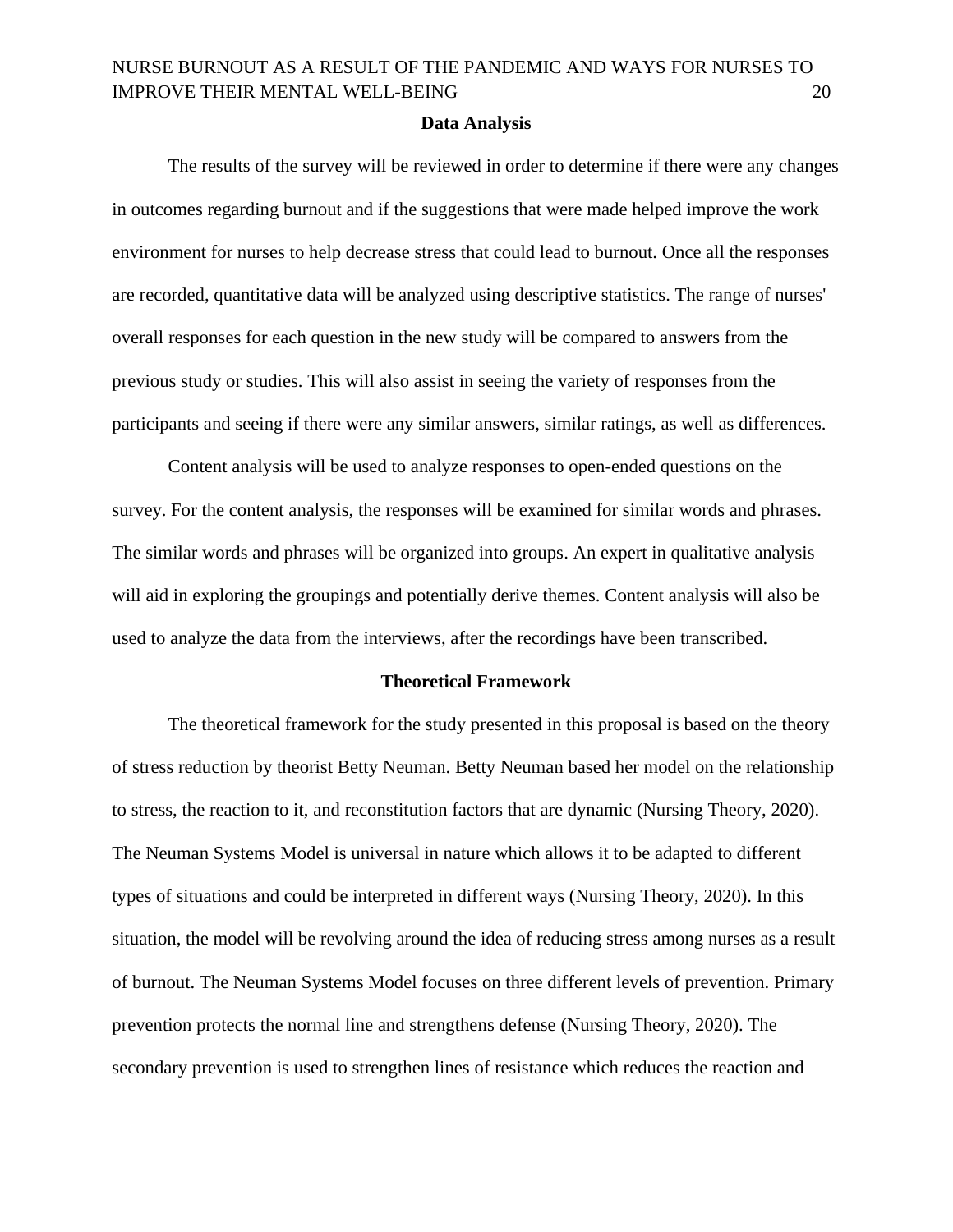## Data Analysis

The results of the survey will be reviewed in order to determine if there were any changes in outcomes regarding burnout and if the suggestions that were made helped improve the work environment for nurses to help decrease stress that could lead to burnout. Once all the responses are recorded, quantitative data will be analyzed using descriptive statistics. The range of nurses' overall responses for each question in the new study will be compared to answers from the previous study or studies. This will also assist in seeing the variety of responses from the participants and seeing if there were any similar answers, similar ratings, as well as differences.

Content analysis will be used to analyze responses to open-ended questions on the survey. For the content analysis, the responses will be examined for similar words and phrases. The similar words and phrases will be organized into groups. An expert in qualitative analysis will aid in exploring the groupings and potentially derive themes. Content analysis will also be used to analyze the data from the interviews, after the recordings have been transcribed.

## Theoretical Framework

The theoretical framework for the study presented in this proposal is based on the theory of stress reduction by theorist Betty Neuman. Betty Neuman based her model on the relationship to stress, the reaction to it, and reconstitution factors that are dynamic (Nursing Theory, 2020). The Neuman Systems Model is universal in nature which allows it to be adapted to different types of situations and could be interpreted in different ways (Nursing Theory, 2020). In this situation, the model will be revolving around the idea of reducing stress among nurses as a result of burnout. The Neuman Systems Model focuses on three different levels of prevention. Primary prevention protects the normal line and strengthens defense (Nursing Theory, 2020). The secondary prevention is used to strengthen lines of resistance which reduces the reaction and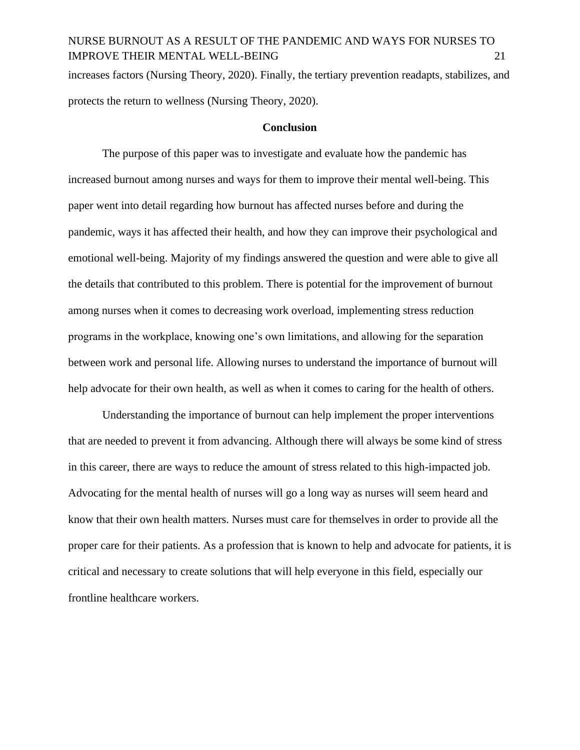increases factors (Nursing Theory, 2020). Finally, the tertiary prevention readapts, stabilizes, and protects the return to wellness (Nursing Theory, 2020).

## Conclusion

The purpose of this paper was to investigate and evaluate how the pandemic has increased burnout among nurses and ways for them to improve their mental well-being. This paper went into detail regarding how burnout has affected nurses before and during the pandemic, ways it has affected their health, and how they can improve their psychological and emotional well-being. Majority of my findings answered the question and were able to give all the details that contributed to this problem. There is potential for the improvement of burnout among nurses when it comes to decreasing work overload, implementing stress reduction programs in the workplace, knowing one's own limitations, and allowing for the separation between work and personal life. Allowing nurses to understand the importance of burnout will help advocate for their own health, as well as when it comes to caring for the health of others.

Understanding the importance of burnout can help implement the proper interventions that are needed to prevent it from advancing. Although there will always be some kind of stress in this career, there are ways to reduce the amount of stress related to this high-impacted job. Advocating for the mental health of nurses will go a long way as nurses will seem heard and know that their own health matters. Nurses must care for themselves in order to provide all the proper care for their patients. As a profession that is known to help and advocate for patients, it is critical and necessary to create solutions that will help everyone in this field, especially our frontline healthcare workers.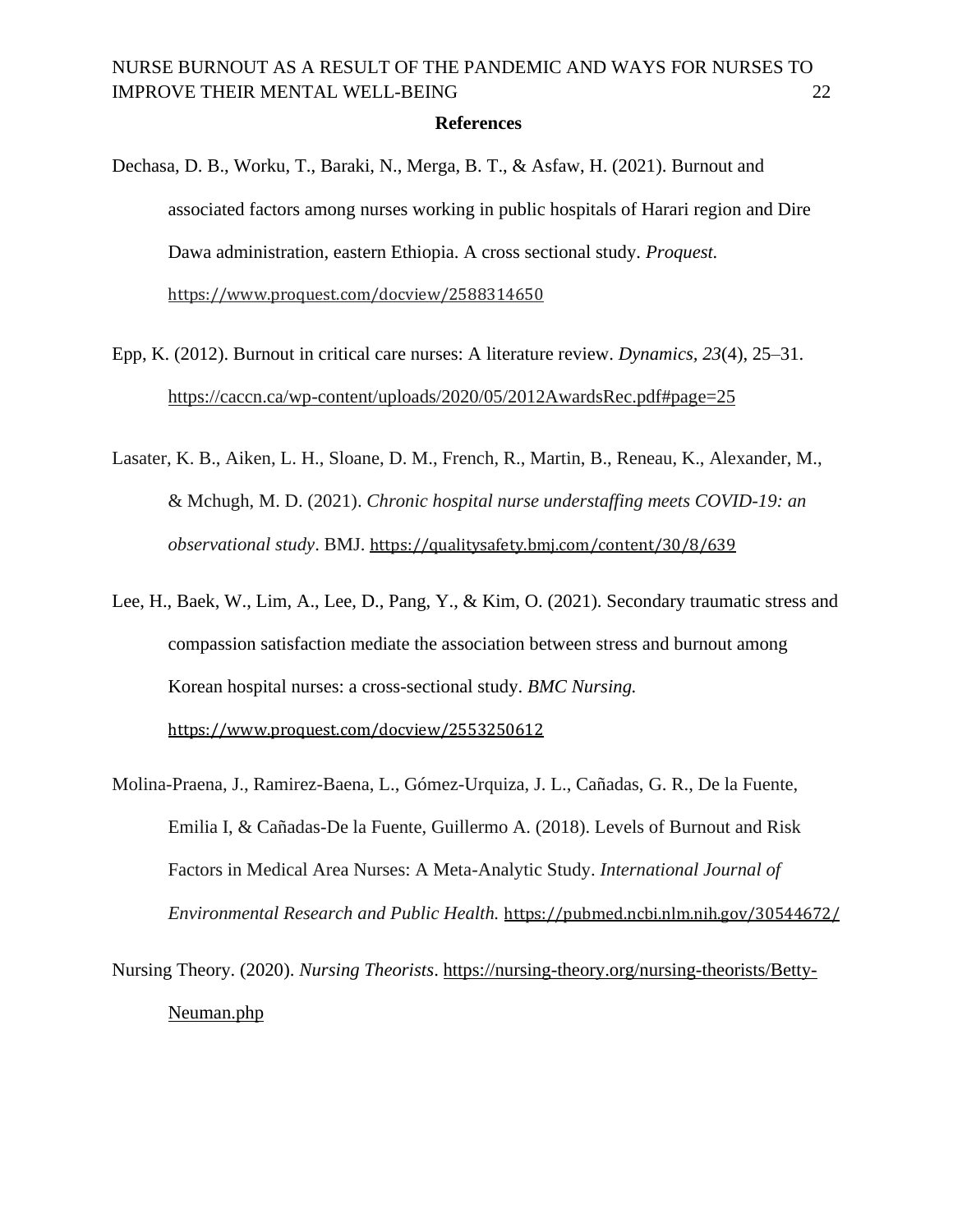**References**

Dechasa, D. B., Worku, T., Baraki, N., Merga, B. T., & Asfaw, H. (2021). Burnout and associated factors among nurses working in public hospitals of Harari region and Dire Dawa administration, eastern Ethiopia. A cross sectional study. *Proquest.* https://www.proquest.com/docview/2588314650

Epp, K. (2012). Burnout in critical care nurses: A literature review. *Dynamics, 23*(4), 25–31. https://caccn.ca/wp-content/uploads/2020/05/2012AwardsRec.pdf#page=25

Lasater, K. B., Aiken, L. H., Sloane, D. M., French, R., Martin, B., Reneau, K., Alexander, M., & Mchugh, M. D. (2021). *Chronic hospital nurse understaffing meets COVID-19: an observational study*. BMJ. https://qualitysafety.bmj.com/content/30/8/639

Lee, H., Baek, W., Lim, A., Lee, D., Pang, Y., & Kim, O. (2021). Secondary traumatic stress and compassion satisfaction mediate the association between stress and burnout among Korean hospital nurses: a cross-sectional study. *BMC Nursing.* https://www.proquest.com/docview/2553250612

Molina-Praena, J., Ramirez-Baena, L., Gómez-Urquiza, J. L., Cañadas, G. R., De la Fuente, Emilia I, & Cañadas-De la Fuente, Guillermo A. (2018). Levels of Burnout and Risk Factors in Medical Area Nurses: A Meta-Analytic Study. *International Journal of Environmental Research and Public Health.* https://pubmed.ncbi.nlm.nih.gov/30544672/

Nursing Theory. (2020). *Nursing Theorists*. https://nursing-theory.org/nursing-theorists/Betty-Neuman.php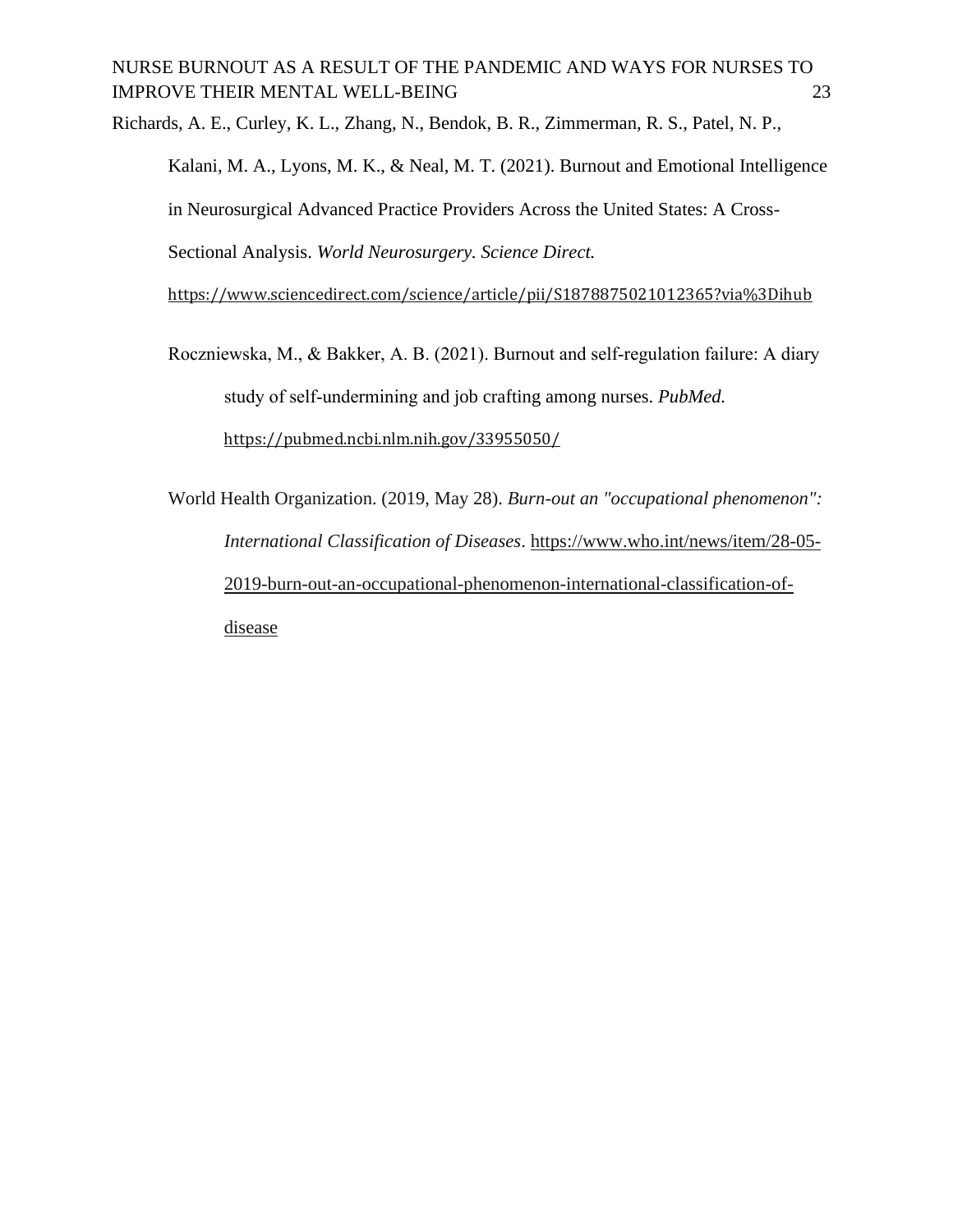Richards, A. E., Curley, K. L., Zhang, N., Bendok, B. R., Zimmerman, R. S., Patel, N. P., Kalani, M. A., Lyons, M. K., & Neal, M. T. (2021). Burnout and Emotional Intelligence in Neurosurgical Advanced Practice Providers Across the United States: A Cross-Sectional Analysis. *World Neurosurgery. Science Direct.* https://www.sciencedirect.com/science/article/pii/S1878875021012365?via%3Dihub

Roczniewska, M., & Bakker, A. B. (2021). Burnout and self-regulation failure: A diary study of self-undermining and job crafting among nurses. *PubMed.* https://pubmed.ncbi.nlm.nih.gov/33955050/

World Health Organization. (2019, May 28). *Burn-out an "occupational phenomenon": International Classification of Diseases*. https://www.who.int/news/item/28-05-2019-burn-out-an-occupational-phenomenon-international-classification-of-disease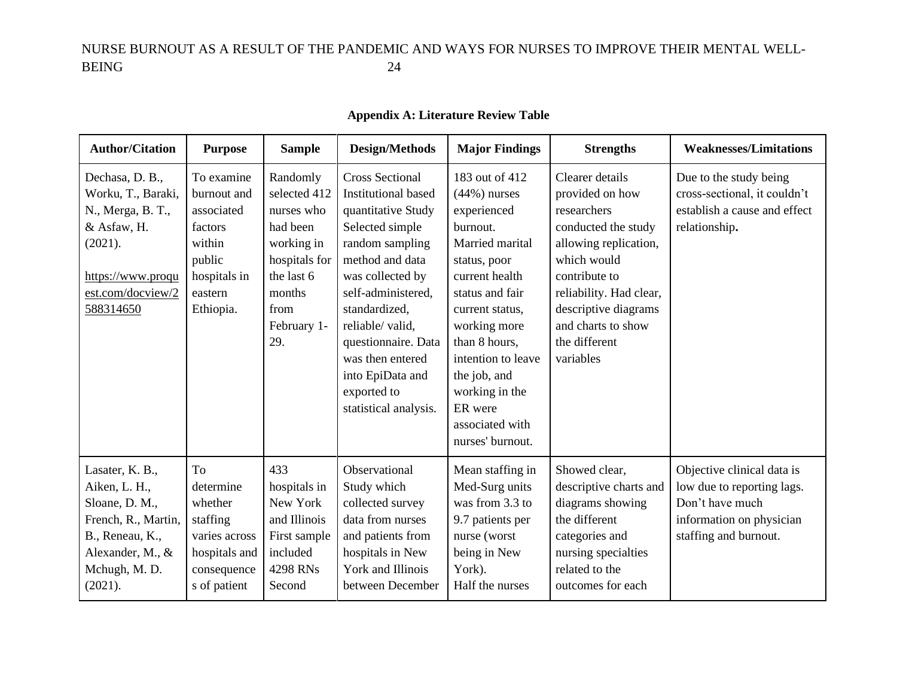**Appendix A: Literature Review Table**

| Author/Citation | Purpose | Sample | Design/Methods | Major Findings | Strengths | Weaknesses/Limitations |
|---|---|---|---|---|---|---|
| Dechasa, D. B., Worku, T., Baraki, N., Merga, B. T., & Asfaw, H. (2021). https://www.proquest.com/docview/2588314650 | To examine burnout and associated factors within public hospitals in eastern Ethiopia. | Randomly selected 412 nurses who had been working in hospitals for the last 6 months from February 1-29. | Cross Sectional Institutional based quantitative Study Selected simple random sampling method and data was collected by self-administered, standardized, reliable/ valid, questionnaire. Data was then entered into EpiData and exported to statistical analysis. | 183 out of 412 (44%) nurses experienced burnout. Married marital status, poor current health status and fair current status, working more than 8 hours, intention to leave the job, and working in the ER were associated with nurses' burnout. | Clearer details provided on how researchers conducted the study allowing replication, which would contribute to reliability. Had clear, descriptive diagrams and charts to show the different variables | Due to the study being cross-sectional, it couldn't establish a cause and effect relationship**.** |
| Lasater, K. B., Aiken, L. H., Sloane, D. M., French, R., Martin, B., Reneau, K., Alexander, M., & Mchugh, M. D. (2021). | To determine whether staffing varies across hospitals and consequences of patient | 433 hospitals in New York and Illinois First sample included 4298 RNs Second | Observational Study which collected survey data from nurses and patients from hospitals in New York and Illinois between December | Mean staffing in Med-Surg units was from 3.3 to 9.7 patients per nurse (worst being in New York). Half the nurses | Showed clear, descriptive charts and diagrams showing the different categories and nursing specialties related to the outcomes for each | Objective clinical data is low due to reporting lags. Don't have much information on physician staffing and burnout. |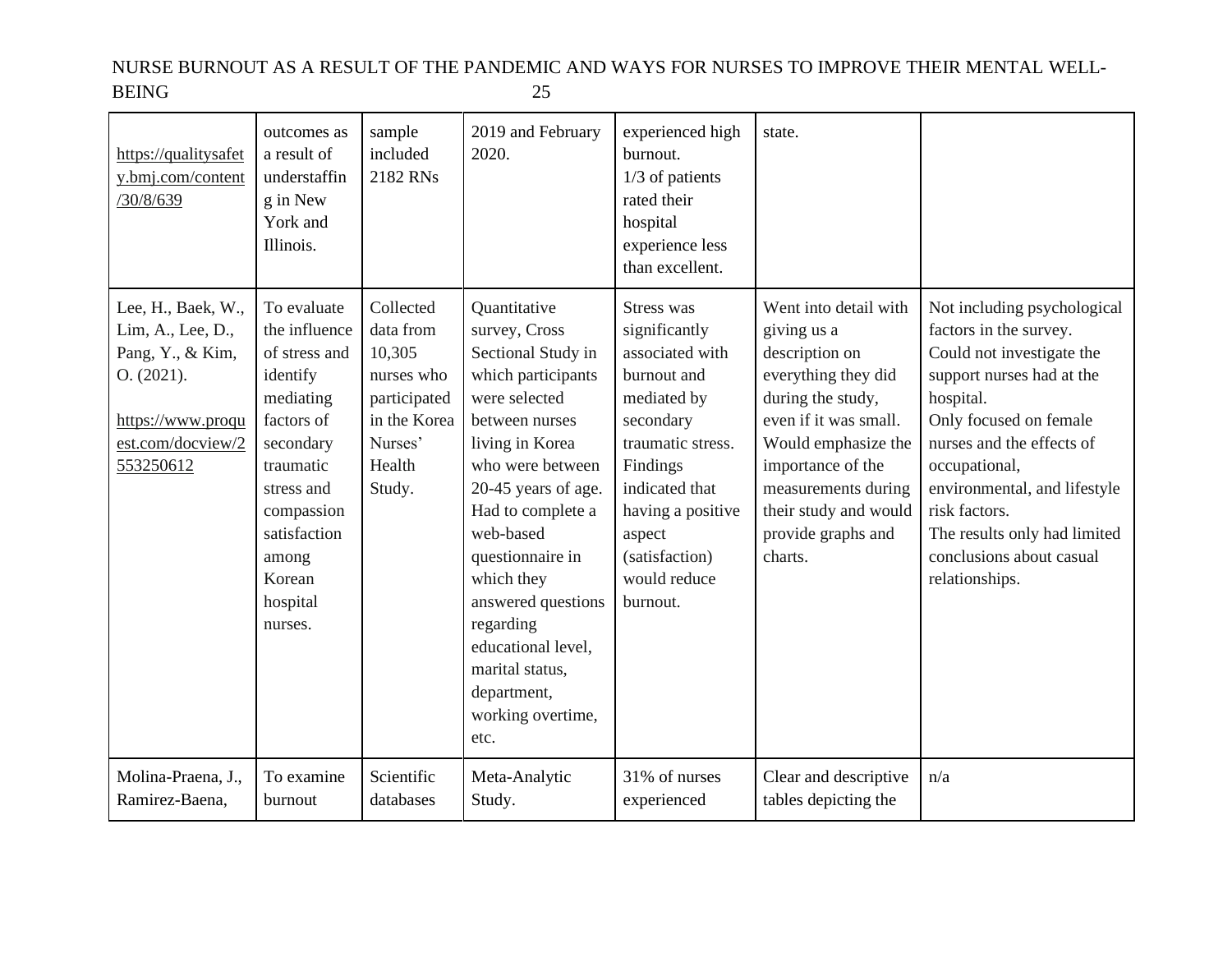| | | | | | | |
|---|---|---|---|---|---|---|
| https://qualitysafety.bmj.com/content/30/8/639 | outcomes as a result of understaffing in New York and Illinois. | sample included 2182 RNs | 2019 and February 2020. | experienced high burnout.<br>1/3 of patients rated their hospital experience less than excellent. | state. | |
| Lee, H., Baek, W., Lim, A., Lee, D., Pang, Y., & Kim, O. (2021).<br><br>https://www.proquest.com/docview/2553250612 | To evaluate the influence of stress and identify mediating factors of secondary traumatic stress and compassion satisfaction among Korean hospital nurses. | Collected data from 10,305 nurses who participated in the Korea Nurses' Health Study. | Quantitative survey, Cross Sectional Study in which participants were selected between nurses living in Korea who were between 20-45 years of age. Had to complete a web-based questionnaire in which they answered questions regarding educational level, marital status, department, working overtime, etc. | Stress was significantly associated with burnout and mediated by secondary traumatic stress. Findings indicated that having a positive aspect (satisfaction) would reduce burnout. | Went into detail with giving us a description on everything they did during the study, even if it was small. Would emphasize the importance of the measurements during their study and would provide graphs and charts. | Not including psychological factors in the survey.<br>Could not investigate the support nurses had at the hospital.<br>Only focused on female nurses and the effects of occupational, environmental, and lifestyle risk factors.<br>The results only had limited conclusions about casual relationships. |
| Molina-Praena, J., Ramirez-Baena, | To examine burnout | Scientific databases | Meta-Analytic Study. | 31% of nurses experienced | Clear and descriptive tables depicting the | n/a |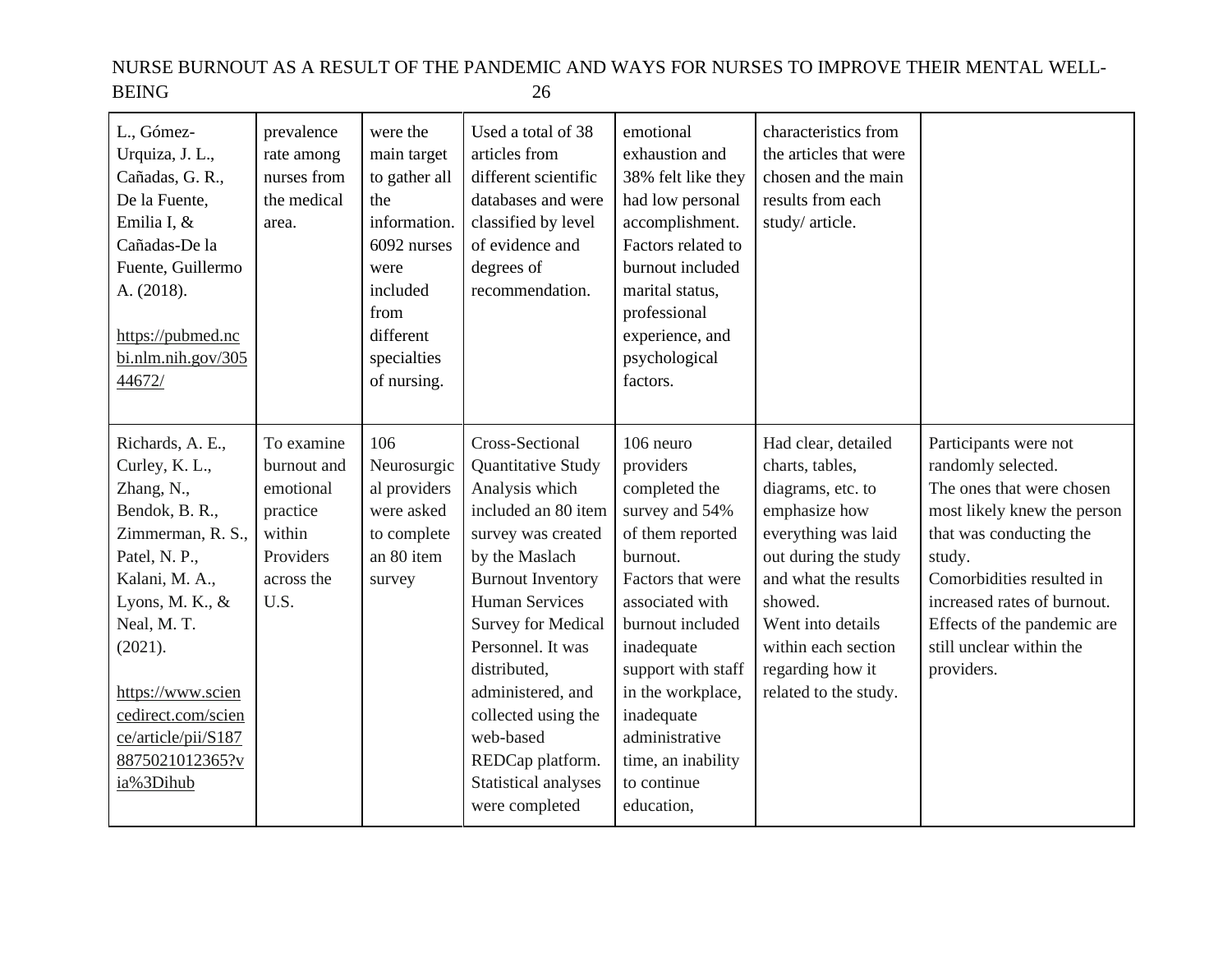| | | | | | | |
|---|---|---|---|---|---|---|
| L., Gómez-Urquiza, J. L., Cañadas, G. R., De la Fuente, Emilia I, & Cañadas-De la Fuente, Guillermo A. (2018). https://pubmed.ncbi.nlm.nih.gov/30544672/ | prevalence rate among nurses from the medical area. | were the main target to gather all the information. 6092 nurses were included from different specialties of nursing. | Used a total of 38 articles from different scientific databases and were classified by level of evidence and degrees of recommendation. | emotional exhaustion and 38% felt like they had low personal accomplishment. Factors related to burnout included marital status, professional experience, and psychological factors. | characteristics from the articles that were chosen and the main results from each study/ article. | |
| Richards, A. E., Curley, K. L., Zhang, N., Bendok, B. R., Zimmerman, R. S., Patel, N. P., Kalani, M. A., Lyons, M. K., & Neal, M. T. (2021). https://www.sciencedirect.com/science/article/pii/S1878875021012365?via%3Dihub | To examine burnout and emotional practice within Providers across the U.S. | 106 Neurosurgical providers were asked to complete an 80 item survey | Cross-Sectional Quantitative Study Analysis which included an 80 item survey was created by the Maslach Burnout Inventory Human Services Survey for Medical Personnel. It was distributed, administered, and collected using the web-based REDCap platform. Statistical analyses were completed | 106 neuro providers completed the survey and 54% of them reported burnout. Factors that were associated with burnout included inadequate support with staff in the workplace, inadequate administrative time, an inability to continue education, | Had clear, detailed charts, tables, diagrams, etc. to emphasize how everything was laid out during the study and what the results showed. Went into details within each section regarding how it related to the study. | Participants were not randomly selected. The ones that were chosen most likely knew the person that was conducting the study. Comorbidities resulted in increased rates of burnout. Effects of the pandemic are still unclear within the providers. |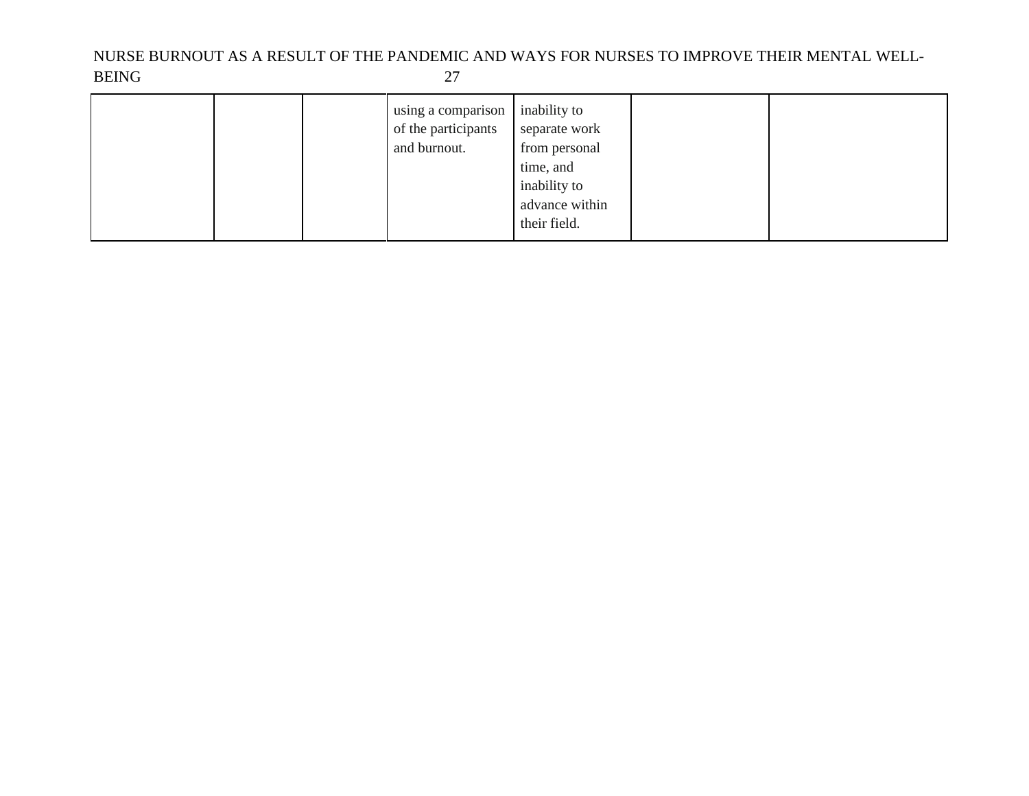| | | | | | | |
|---|---|---|---|---|---|---|
| | | | using a comparison of the participants and burnout. | inability to separate work from personal time, and inability to advance within their field. | | |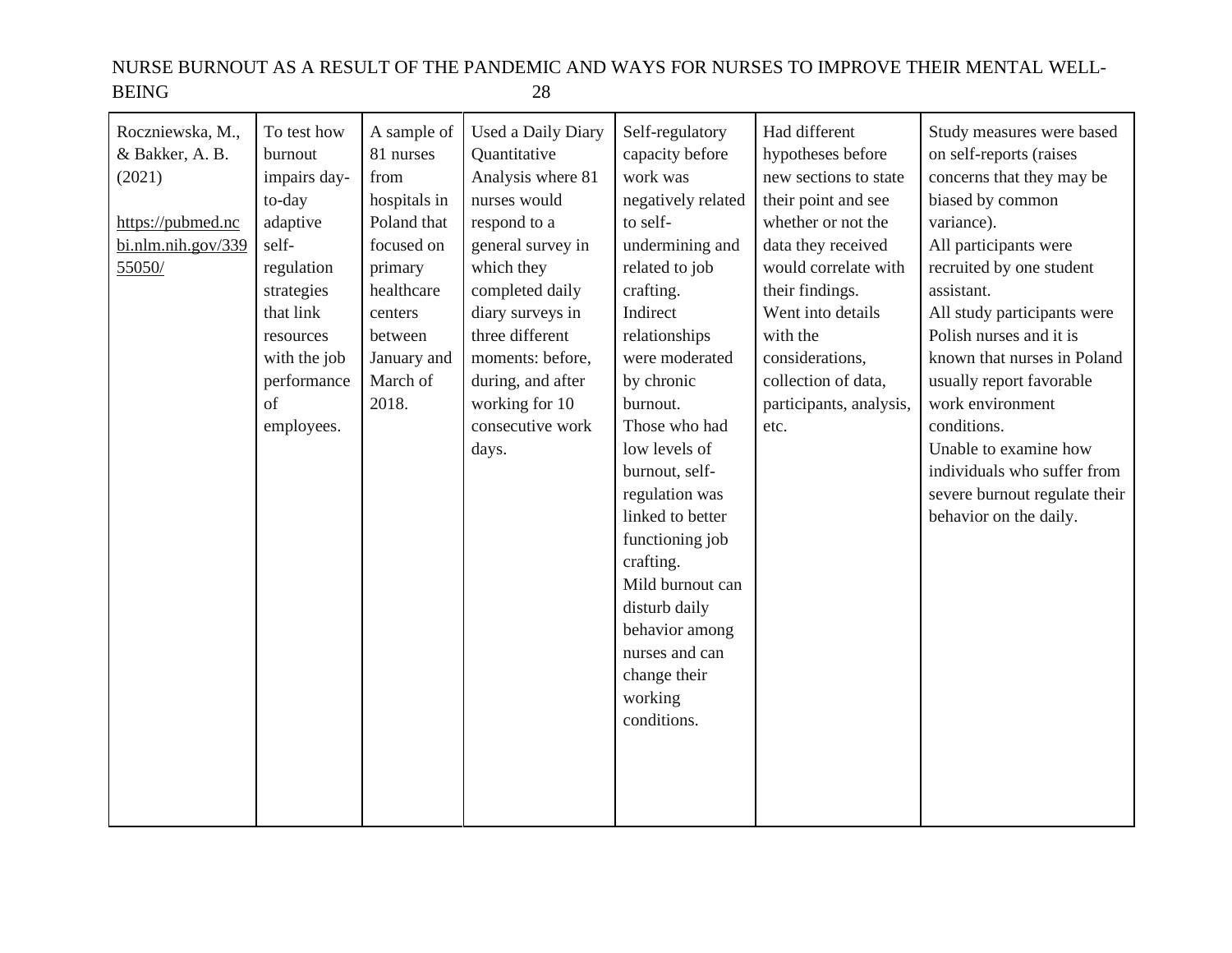| | | | | | | |
|---|---|---|---|---|---|---|
| Roczniewska, M., & Bakker, A. B. (2021)<br><br>https://pubmed.ncbi.nlm.nih.gov/33955050/ | To test how burnout impairs day-to-day adaptive self-regulation strategies that link resources with the job performance of employees. | A sample of 81 nurses from hospitals in Poland that focused on primary healthcare centers between January and March of 2018. | Used a Daily Diary Quantitative Analysis where 81 nurses would respond to a general survey in which they completed daily diary surveys in three different moments: before, during, and after working for 10 consecutive work days. | Self-regulatory capacity before work was negatively related to self-undermining and related to job crafting.<br>Indirect relationships were moderated by chronic burnout.<br>Those who had low levels of burnout, self-regulation was linked to better functioning job crafting.<br>Mild burnout can disturb daily behavior among nurses and can change their working conditions. | Had different hypotheses before new sections to state their point and see whether or not the data they received would correlate with their findings.<br>Went into details with the considerations, collection of data, participants, analysis, etc. | Study measures were based on self-reports (raises concerns that they may be biased by common variance).<br>All participants were recruited by one student assistant.<br>All study participants were Polish nurses and it is known that nurses in Poland usually report favorable work environment conditions.<br>Unable to examine how individuals who suffer from severe burnout regulate their behavior on the daily. |